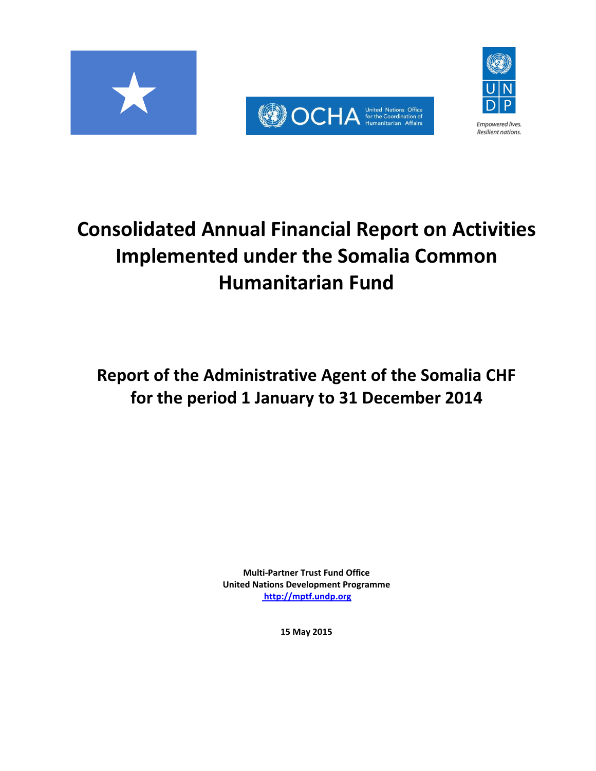# Consolidated Annual Financial Report on Activities Implemented under the Somalia Common Humanitarian Fund

## Report of the Administrative Agent of the Somalia CHF for the period 1 January to 31 December 2014

**Multi-Partner Trust Fund Office**
**United Nations Development Programme**
**http://mptf.undp.org**

**15 May 2015**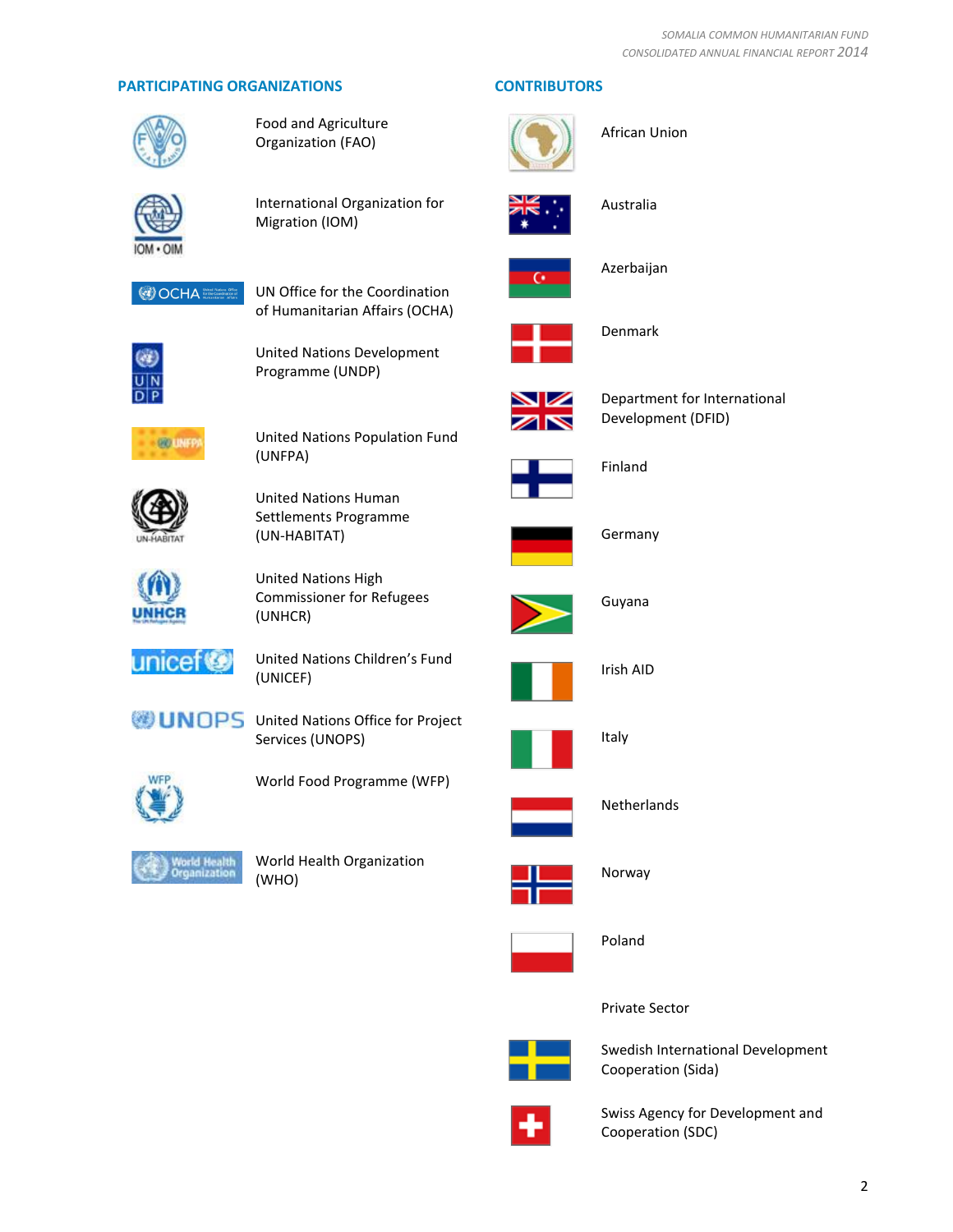## PARTICIPATING ORGANIZATIONS

- Food and Agriculture Organization (FAO)
- International Organization for Migration (IOM)
- UN Office for the Coordination of Humanitarian Affairs (OCHA)
- United Nations Development Programme (UNDP)
- United Nations Population Fund (UNFPA)
- United Nations Human Settlements Programme (UN-HABITAT)
- United Nations High Commissioner for Refugees (UNHCR)
- United Nations Children's Fund (UNICEF)
- United Nations Office for Project Services (UNOPS)
- World Food Programme (WFP)
- World Health Organization (WHO)

## CONTRIBUTORS

- African Union
- Australia
- Azerbaijan
- Denmark
- Department for International Development (DFID)
- Finland
- Germany
- Guyana
- Irish AID
- Italy
- Netherlands
- Norway
- Poland
- Private Sector
- Swedish International Development Cooperation (Sida)
- Swiss Agency for Development and Cooperation (SDC)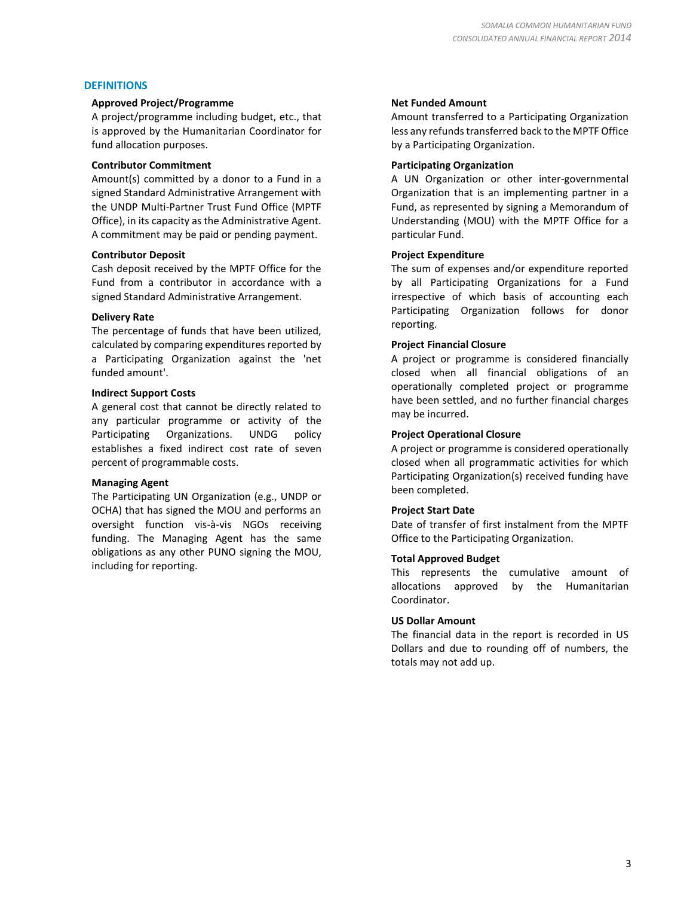## DEFINITIONS

**Approved Project/Programme**
A project/programme including budget, etc., that is approved by the Humanitarian Coordinator for fund allocation purposes.

**Contributor Commitment**
Amount(s) committed by a donor to a Fund in a signed Standard Administrative Arrangement with the UNDP Multi-Partner Trust Fund Office (MPTF Office), in its capacity as the Administrative Agent. A commitment may be paid or pending payment.

**Contributor Deposit**
Cash deposit received by the MPTF Office for the Fund from a contributor in accordance with a signed Standard Administrative Arrangement.

**Delivery Rate**
The percentage of funds that have been utilized, calculated by comparing expenditures reported by a Participating Organization against the 'net funded amount'.

**Indirect Support Costs**
A general cost that cannot be directly related to any particular programme or activity of the Participating Organizations. UNDG policy establishes a fixed indirect cost rate of seven percent of programmable costs.

**Managing Agent**
The Participating UN Organization (e.g., UNDP or OCHA) that has signed the MOU and performs an oversight function vis-à-vis NGOs receiving funding. The Managing Agent has the same obligations as any other PUNO signing the MOU, including for reporting.

**Net Funded Amount**
Amount transferred to a Participating Organization less any refunds transferred back to the MPTF Office by a Participating Organization.

**Participating Organization**
A UN Organization or other inter-governmental Organization that is an implementing partner in a Fund, as represented by signing a Memorandum of Understanding (MOU) with the MPTF Office for a particular Fund.

**Project Expenditure**
The sum of expenses and/or expenditure reported by all Participating Organizations for a Fund irrespective of which basis of accounting each Participating Organization follows for donor reporting.

**Project Financial Closure**
A project or programme is considered financially closed when all financial obligations of an operationally completed project or programme have been settled, and no further financial charges may be incurred.

**Project Operational Closure**
A project or programme is considered operationally closed when all programmatic activities for which Participating Organization(s) received funding have been completed.

**Project Start Date**
Date of transfer of first instalment from the MPTF Office to the Participating Organization.

**Total Approved Budget**
This represents the cumulative amount of allocations approved by the Humanitarian Coordinator.

**US Dollar Amount**
The financial data in the report is recorded in US Dollars and due to rounding off of numbers, the totals may not add up.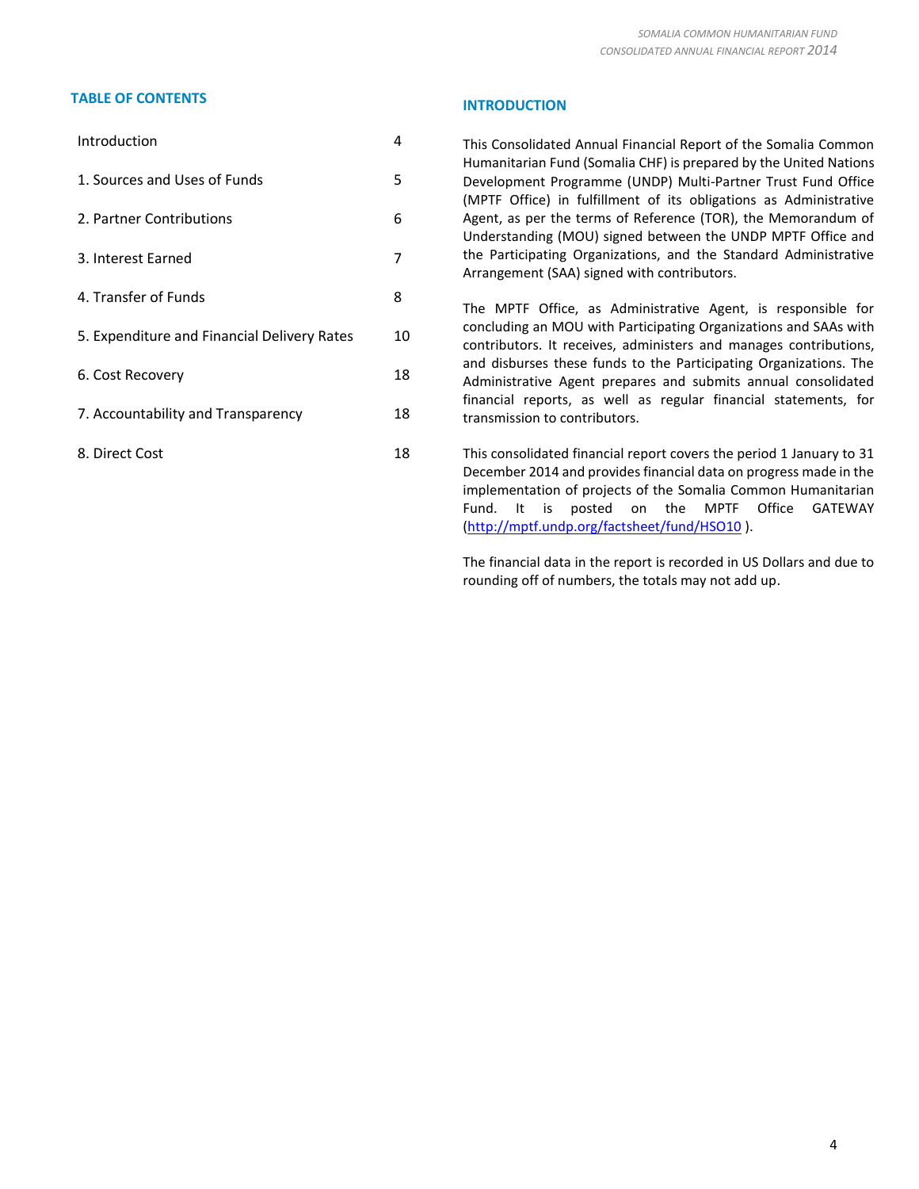## TABLE OF CONTENTS

| | |
|---|---|
| Introduction | 4 |
| 1. Sources and Uses of Funds | 5 |
| 2. Partner Contributions | 6 |
| 3. Interest Earned | 7 |
| 4. Transfer of Funds | 8 |
| 5. Expenditure and Financial Delivery Rates | 10 |
| 6. Cost Recovery | 18 |
| 7. Accountability and Transparency | 18 |
| 8. Direct Cost | 18 |

## INTRODUCTION

This Consolidated Annual Financial Report of the Somalia Common Humanitarian Fund (Somalia CHF) is prepared by the United Nations Development Programme (UNDP) Multi-Partner Trust Fund Office (MPTF Office) in fulfillment of its obligations as Administrative Agent, as per the terms of Reference (TOR), the Memorandum of Understanding (MOU) signed between the UNDP MPTF Office and the Participating Organizations, and the Standard Administrative Arrangement (SAA) signed with contributors.

The MPTF Office, as Administrative Agent, is responsible for concluding an MOU with Participating Organizations and SAAs with contributors. It receives, administers and manages contributions, and disburses these funds to the Participating Organizations. The Administrative Agent prepares and submits annual consolidated financial reports, as well as regular financial statements, for transmission to contributors.

This consolidated financial report covers the period 1 January to 31 December 2014 and provides financial data on progress made in the implementation of projects of the Somalia Common Humanitarian Fund. It is posted on the MPTF Office GATEWAY (http://mptf.undp.org/factsheet/fund/HSO10 ).

The financial data in the report is recorded in US Dollars and due to rounding off of numbers, the totals may not add up.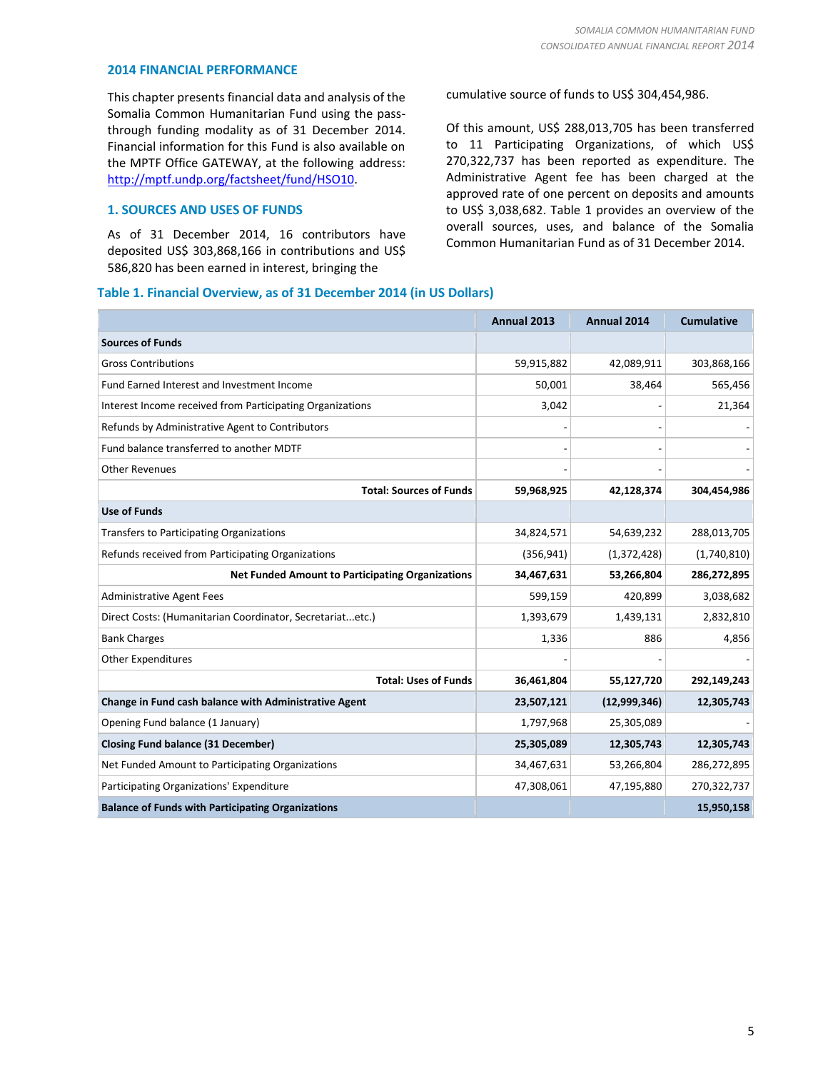## 2014 FINANCIAL PERFORMANCE

This chapter presents financial data and analysis of the Somalia Common Humanitarian Fund using the pass-through funding modality as of 31 December 2014. Financial information for this Fund is also available on the MPTF Office GATEWAY, at the following address: http://mptf.undp.org/factsheet/fund/HSO10.

### 1. SOURCES AND USES OF FUNDS

As of 31 December 2014, 16 contributors have deposited US$ 303,868,166 in contributions and US$ 586,820 has been earned in interest, bringing the cumulative source of funds to US$ 304,454,986.

Of this amount, US$ 288,013,705 has been transferred to 11 Participating Organizations, of which US$ 270,322,737 has been reported as expenditure. The Administrative Agent fee has been charged at the approved rate of one percent on deposits and amounts to US$ 3,038,682. Table 1 provides an overview of the overall sources, uses, and balance of the Somalia Common Humanitarian Fund as of 31 December 2014.

**Table 1. Financial Overview, as of 31 December 2014 (in US Dollars)**

| | Annual 2013 | Annual 2014 | Cumulative |
|---|---|---|---|
| **Sources of Funds** | | | |
| Gross Contributions | 59,915,882 | 42,089,911 | 303,868,166 |
| Fund Earned Interest and Investment Income | 50,001 | 38,464 | 565,456 |
| Interest Income received from Participating Organizations | 3,042 | - | 21,364 |
| Refunds by Administrative Agent to Contributors | - | - | - |
| Fund balance transferred to another MDTF | - | - | - |
| Other Revenues | - | - | - |
| **Total: Sources of Funds** | **59,968,925** | **42,128,374** | **304,454,986** |
| **Use of Funds** | | | |
| Transfers to Participating Organizations | 34,824,571 | 54,639,232 | 288,013,705 |
| Refunds received from Participating Organizations | (356,941) | (1,372,428) | (1,740,810) |
| **Net Funded Amount to Participating Organizations** | **34,467,631** | **53,266,804** | **286,272,895** |
| Administrative Agent Fees | 599,159 | 420,899 | 3,038,682 |
| Direct Costs: (Humanitarian Coordinator, Secretariat...etc.) | 1,393,679 | 1,439,131 | 2,832,810 |
| Bank Charges | 1,336 | 886 | 4,856 |
| Other Expenditures | - | - | - |
| **Total: Uses of Funds** | **36,461,804** | **55,127,720** | **292,149,243** |
| **Change in Fund cash balance with Administrative Agent** | **23,507,121** | **(12,999,346)** | **12,305,743** |
| Opening Fund balance (1 January) | 1,797,968 | 25,305,089 | - |
| **Closing Fund balance (31 December)** | **25,305,089** | **12,305,743** | **12,305,743** |
| Net Funded Amount to Participating Organizations | 34,467,631 | 53,266,804 | 286,272,895 |
| Participating Organizations' Expenditure | 47,308,061 | 47,195,880 | 270,322,737 |
| **Balance of Funds with Participating Organizations** | | | **15,950,158** |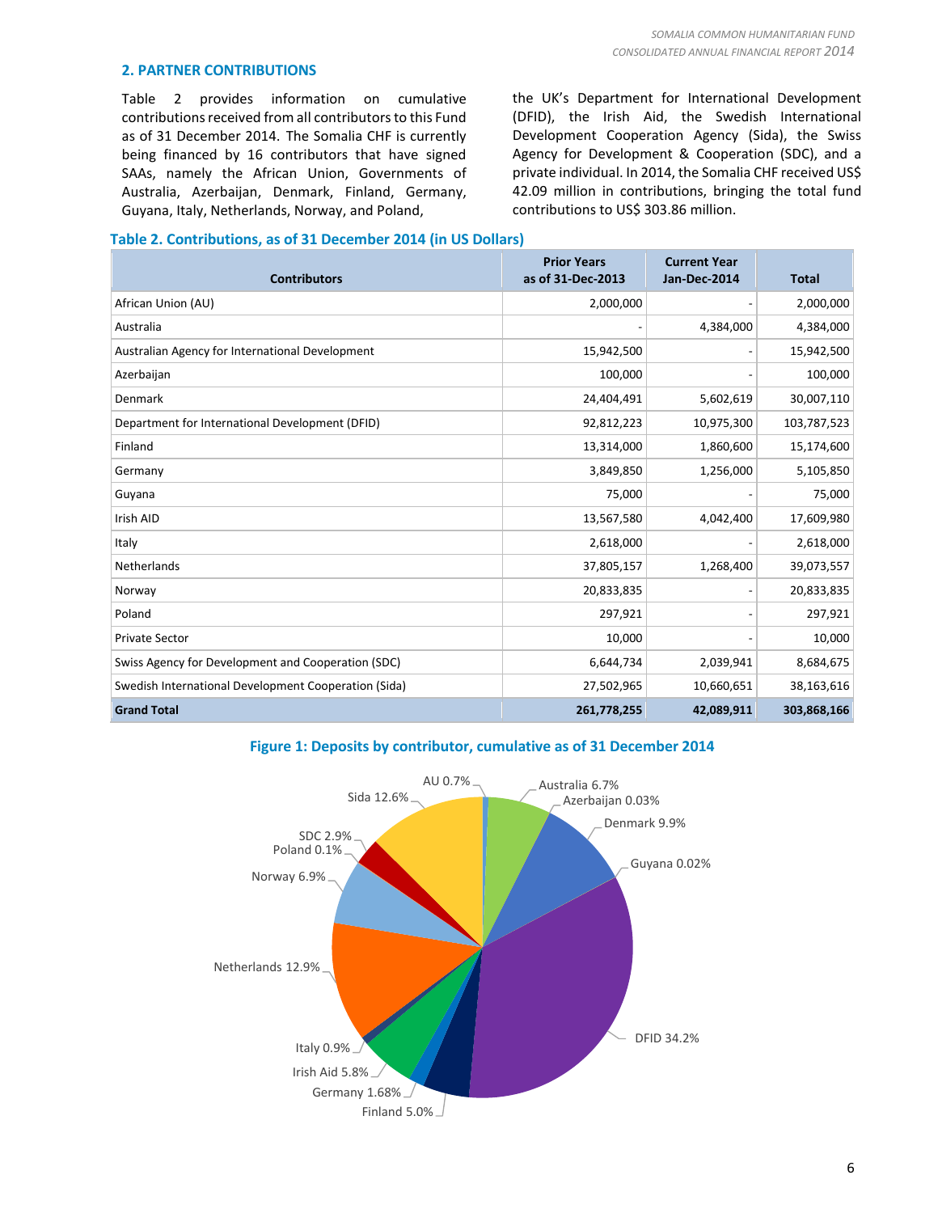## 2. PARTNER CONTRIBUTIONS

Table 2 provides information on cumulative contributions received from all contributors to this Fund as of 31 December 2014. The Somalia CHF is currently being financed by 16 contributors that have signed SAAs, namely the African Union, Governments of Australia, Azerbaijan, Denmark, Finland, Germany, Guyana, Italy, Netherlands, Norway, and Poland, the UK's Department for International Development (DFID), the Irish Aid, the Swedish International Development Cooperation Agency (Sida), the Swiss Agency for Development & Cooperation (SDC), and a private individual. In 2014, the Somalia CHF received US$ 42.09 million in contributions, bringing the total fund contributions to US$ 303.86 million.

**Table 2. Contributions, as of 31 December 2014 (in US Dollars)**

| Contributors | Prior Years as of 31-Dec-2013 | Current Year Jan-Dec-2014 | Total |
|---|---|---|---|
| African Union (AU) | 2,000,000 | - | 2,000,000 |
| Australia | - | 4,384,000 | 4,384,000 |
| Australian Agency for International Development | 15,942,500 | - | 15,942,500 |
| Azerbaijan | 100,000 | - | 100,000 |
| Denmark | 24,404,491 | 5,602,619 | 30,007,110 |
| Department for International Development (DFID) | 92,812,223 | 10,975,300 | 103,787,523 |
| Finland | 13,314,000 | 1,860,600 | 15,174,600 |
| Germany | 3,849,850 | 1,256,000 | 5,105,850 |
| Guyana | 75,000 | - | 75,000 |
| Irish AID | 13,567,580 | 4,042,400 | 17,609,980 |
| Italy | 2,618,000 | - | 2,618,000 |
| Netherlands | 37,805,157 | 1,268,400 | 39,073,557 |
| Norway | 20,833,835 | - | 20,833,835 |
| Poland | 297,921 | - | 297,921 |
| Private Sector | 10,000 | - | 10,000 |
| Swiss Agency for Development and Cooperation (SDC) | 6,644,734 | 2,039,941 | 8,684,675 |
| Swedish International Development Cooperation (Sida) | 27,502,965 | 10,660,651 | 38,163,616 |
| **Grand Total** | **261,778,255** | **42,089,911** | **303,868,166** |

**Figure 1: Deposits by contributor, cumulative as of 31 December 2014**

AU 0.7%, Australia 6.7%, Azerbaijan 0.03%, Denmark 9.9%, Guyana 0.02%, DFID 34.2%, Finland 5.0%, Germany 1.68%, Irish Aid 5.8%, Italy 0.9%, Netherlands 12.9%, Norway 6.9%, Poland 0.1%, SDC 2.9%, Sida 12.6%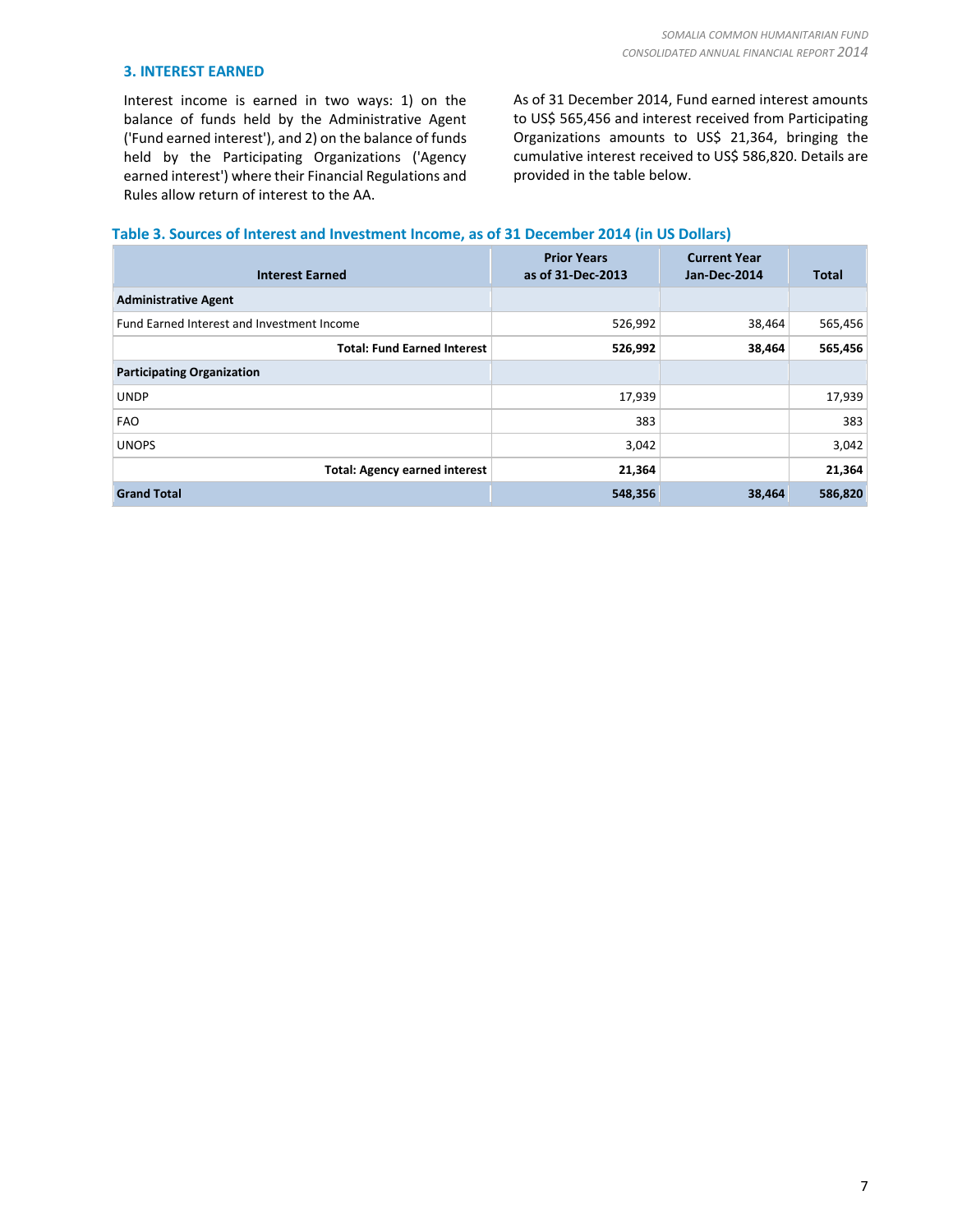## 3. INTEREST EARNED

Interest income is earned in two ways: 1) on the balance of funds held by the Administrative Agent ('Fund earned interest'), and 2) on the balance of funds held by the Participating Organizations ('Agency earned interest') where their Financial Regulations and Rules allow return of interest to the AA.

As of 31 December 2014, Fund earned interest amounts to US$ 565,456 and interest received from Participating Organizations amounts to US$ 21,364, bringing the cumulative interest received to US$ 586,820. Details are provided in the table below.

**Table 3. Sources of Interest and Investment Income, as of 31 December 2014 (in US Dollars)**

| Interest Earned | Prior Years as of 31-Dec-2013 | Current Year Jan-Dec-2014 | Total |
|---|---|---|---|
| **Administrative Agent** | | | |
| Fund Earned Interest and Investment Income | 526,992 | 38,464 | 565,456 |
| **Total: Fund Earned Interest** | **526,992** | **38,464** | **565,456** |
| **Participating Organization** | | | |
| UNDP | 17,939 | | 17,939 |
| FAO | 383 | | 383 |
| UNOPS | 3,042 | | 3,042 |
| **Total: Agency earned interest** | **21,364** | | **21,364** |
| **Grand Total** | **548,356** | **38,464** | **586,820** |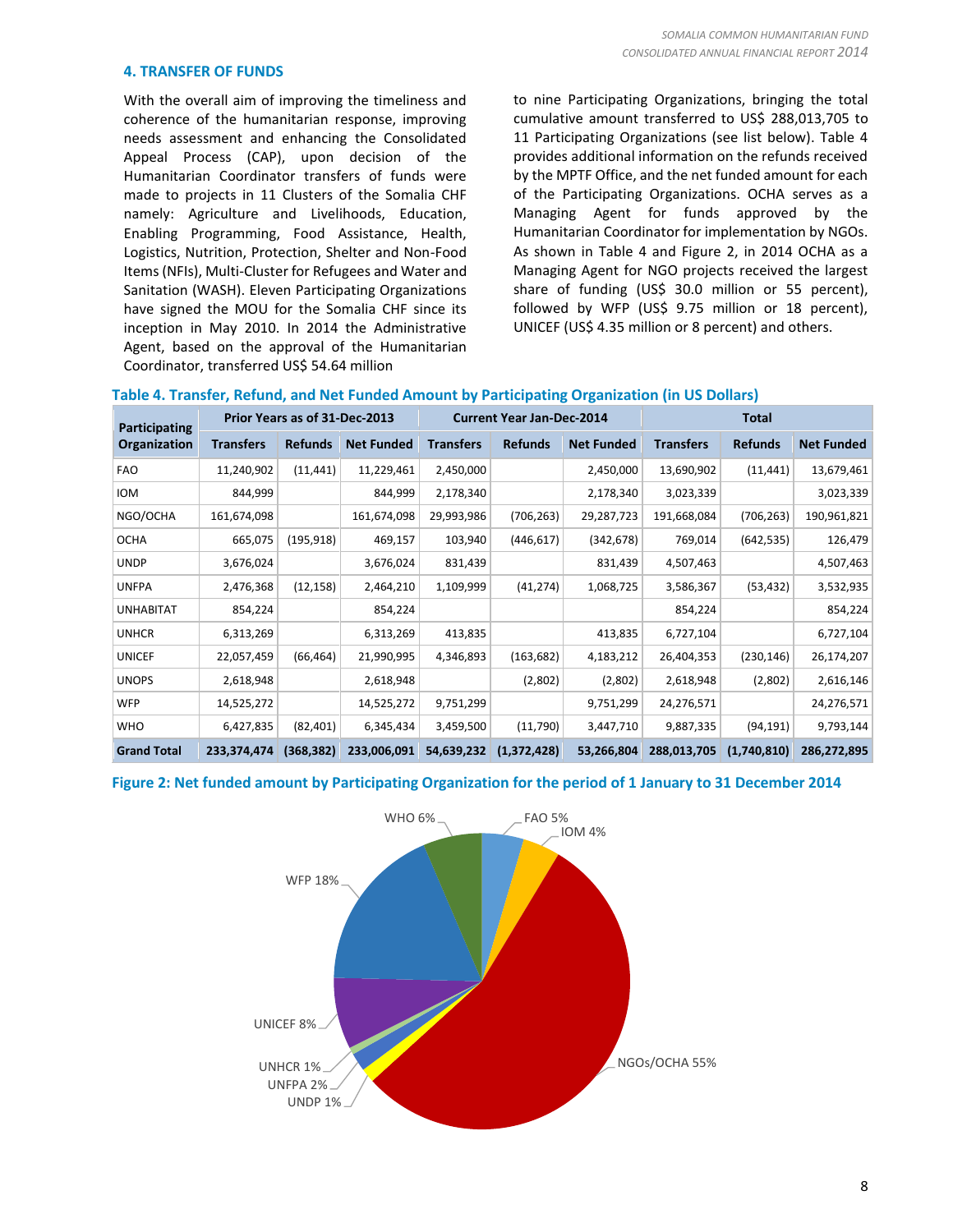## 4. TRANSFER OF FUNDS

With the overall aim of improving the timeliness and coherence of the humanitarian response, improving needs assessment and enhancing the Consolidated Appeal Process (CAP), upon decision of the Humanitarian Coordinator transfers of funds were made to projects in 11 Clusters of the Somalia CHF namely: Agriculture and Livelihoods, Education, Enabling Programming, Food Assistance, Health, Logistics, Nutrition, Protection, Shelter and Non-Food Items (NFIs), Multi-Cluster for Refugees and Water and Sanitation (WASH). Eleven Participating Organizations have signed the MOU for the Somalia CHF since its inception in May 2010. In 2014 the Administrative Agent, based on the approval of the Humanitarian Coordinator, transferred US$ 54.64 million to nine Participating Organizations, bringing the total cumulative amount transferred to US$ 288,013,705 to 11 Participating Organizations (see list below). Table 4 provides additional information on the refunds received by the MPTF Office, and the net funded amount for each of the Participating Organizations. OCHA serves as a Managing Agent for funds approved by the Humanitarian Coordinator for implementation by NGOs. As shown in Table 4 and Figure 2, in 2014 OCHA as a Managing Agent for NGO projects received the largest share of funding (US$ 30.0 million or 55 percent), followed by WFP (US$ 9.75 million or 18 percent), UNICEF (US$ 4.35 million or 8 percent) and others.

**Table 4. Transfer, Refund, and Net Funded Amount by Participating Organization (in US Dollars)**

| Participating Organization | Prior Years as of 31-Dec-2013 | | | Current Year Jan-Dec-2014 | | | Total | | |
|---|---|---|---|---|---|---|---|---|---|
| | Transfers | Refunds | Net Funded | Transfers | Refunds | Net Funded | Transfers | Refunds | Net Funded |
| FAO | 11,240,902 | (11,441) | 11,229,461 | 2,450,000 | | 2,450,000 | 13,690,902 | (11,441) | 13,679,461 |
| IOM | 844,999 | | 844,999 | 2,178,340 | | 2,178,340 | 3,023,339 | | 3,023,339 |
| NGO/OCHA | 161,674,098 | | 161,674,098 | 29,993,986 | (706,263) | 29,287,723 | 191,668,084 | (706,263) | 190,961,821 |
| OCHA | 665,075 | (195,918) | 469,157 | 103,940 | (446,617) | (342,678) | 769,014 | (642,535) | 126,479 |
| UNDP | 3,676,024 | | 3,676,024 | 831,439 | | 831,439 | 4,507,463 | | 4,507,463 |
| UNFPA | 2,476,368 | (12,158) | 2,464,210 | 1,109,999 | (41,274) | 1,068,725 | 3,586,367 | (53,432) | 3,532,935 |
| UNHABITAT | 854,224 | | 854,224 | | | | 854,224 | | 854,224 |
| UNHCR | 6,313,269 | | 6,313,269 | 413,835 | | 413,835 | 6,727,104 | | 6,727,104 |
| UNICEF | 22,057,459 | (66,464) | 21,990,995 | 4,346,893 | (163,682) | 4,183,212 | 26,404,353 | (230,146) | 26,174,207 |
| UNOPS | 2,618,948 | | 2,618,948 | | (2,802) | (2,802) | 2,618,948 | (2,802) | 2,616,146 |
| WFP | 14,525,272 | | 14,525,272 | 9,751,299 | | 9,751,299 | 24,276,571 | | 24,276,571 |
| WHO | 6,427,835 | (82,401) | 6,345,434 | 3,459,500 | (11,790) | 3,447,710 | 9,887,335 | (94,191) | 9,793,144 |
| **Grand Total** | **233,374,474** | **(368,382)** | **233,006,091** | **54,639,232** | **(1,372,428)** | **53,266,804** | **288,013,705** | **(1,740,810)** | **286,272,895** |

**Figure 2: Net funded amount by Participating Organization for the period of 1 January to 31 December 2014**

NGOs/OCHA 55%, WFP 18%, UNICEF 8%, WHO 6%, FAO 5%, IOM 4%, UNFPA 2%, UNHCR 1%, UNDP 1%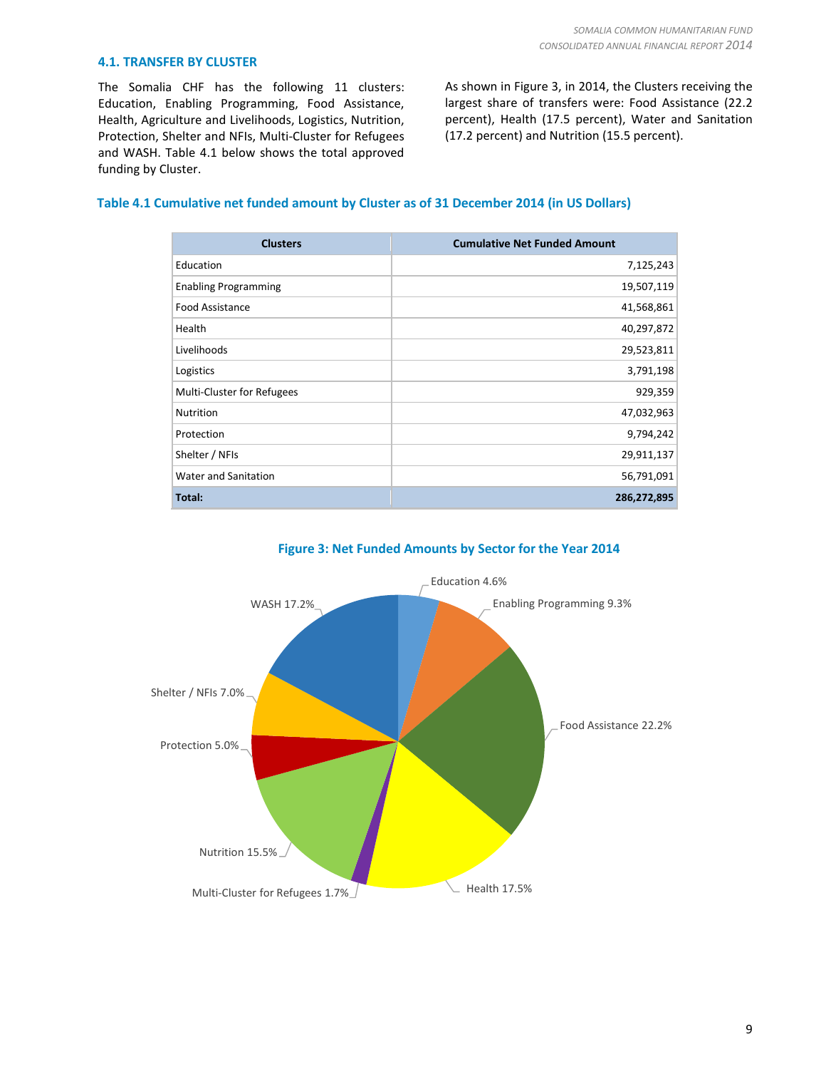### 4.1. TRANSFER BY CLUSTER

The Somalia CHF has the following 11 clusters: Education, Enabling Programming, Food Assistance, Health, Agriculture and Livelihoods, Logistics, Nutrition, Protection, Shelter and NFIs, Multi-Cluster for Refugees and WASH. Table 4.1 below shows the total approved funding by Cluster.

As shown in Figure 3, in 2014, the Clusters receiving the largest share of transfers were: Food Assistance (22.2 percent), Health (17.5 percent), Water and Sanitation (17.2 percent) and Nutrition (15.5 percent).

**Table 4.1 Cumulative net funded amount by Cluster as of 31 December 2014 (in US Dollars)**

| Clusters | Cumulative Net Funded Amount |
|---|---:|
| Education | 7,125,243 |
| Enabling Programming | 19,507,119 |
| Food Assistance | 41,568,861 |
| Health | 40,297,872 |
| Livelihoods | 29,523,811 |
| Logistics | 3,791,198 |
| Multi-Cluster for Refugees | 929,359 |
| Nutrition | 47,032,963 |
| Protection | 9,794,242 |
| Shelter / NFIs | 29,911,137 |
| Water and Sanitation | 56,791,091 |
| **Total:** | **286,272,895** |

**Figure 3: Net Funded Amounts by Sector for the Year 2014**

Education 4.6%, Enabling Programming 9.3%, Food Assistance 22.2%, Health 17.5%, Multi-Cluster for Refugees 1.7%, Nutrition 15.5%, Protection 5.0%, Shelter / NFIs 7.0%, WASH 17.2%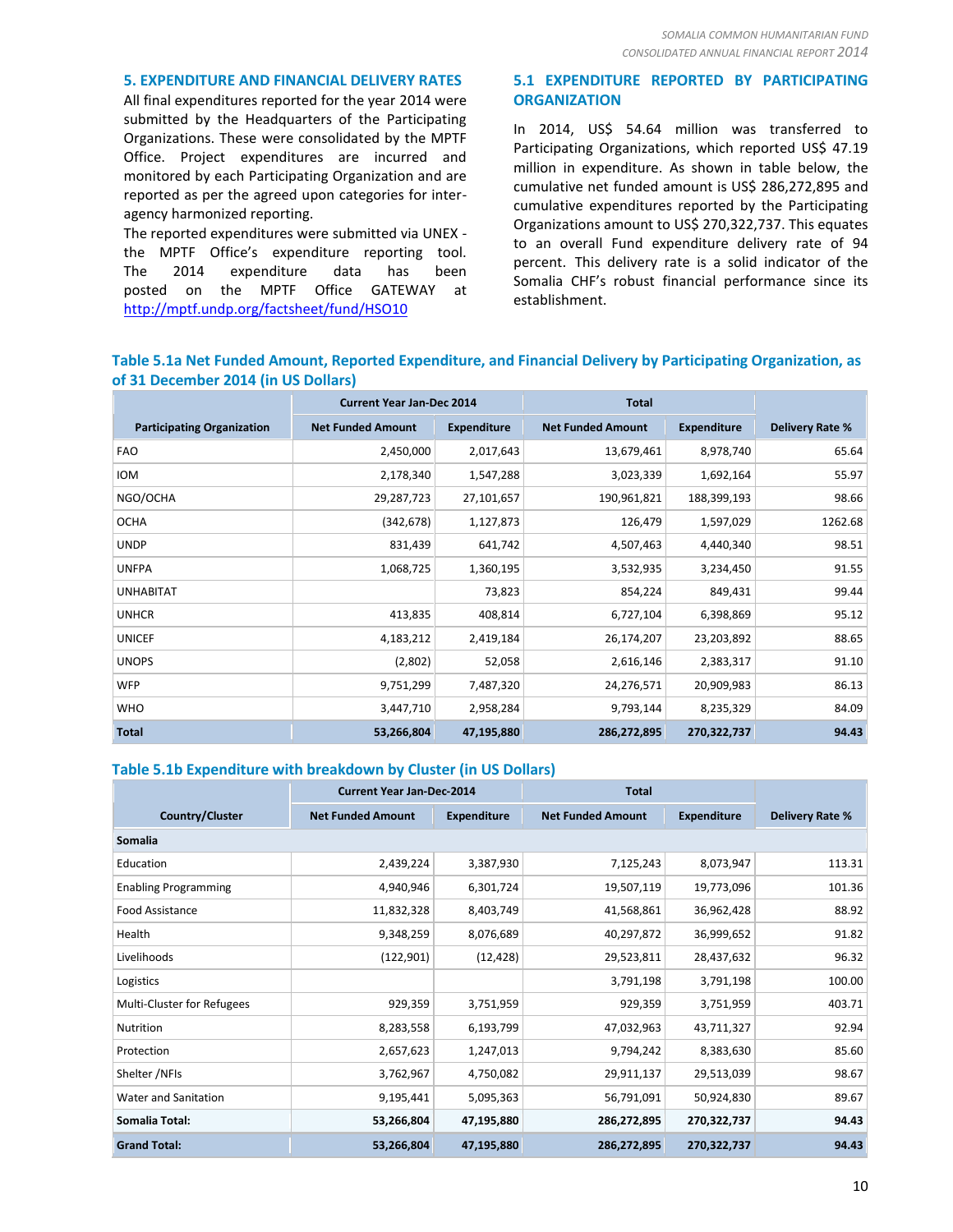## 5. EXPENDITURE AND FINANCIAL DELIVERY RATES

All final expenditures reported for the year 2014 were submitted by the Headquarters of the Participating Organizations. These were consolidated by the MPTF Office. Project expenditures are incurred and monitored by each Participating Organization and are reported as per the agreed upon categories for inter-agency harmonized reporting.

The reported expenditures were submitted via UNEX - the MPTF Office's expenditure reporting tool. The 2014 expenditure data has been posted on the MPTF Office GATEWAY at http://mptf.undp.org/factsheet/fund/HSO10

### 5.1 EXPENDITURE REPORTED BY PARTICIPATING ORGANIZATION

In 2014, US$ 54.64 million was transferred to Participating Organizations, which reported US$ 47.19 million in expenditure. As shown in table below, the cumulative net funded amount is US$ 286,272,895 and cumulative expenditures reported by the Participating Organizations amount to US$ 270,322,737. This equates to an overall Fund expenditure delivery rate of 94 percent. This delivery rate is a solid indicator of the Somalia CHF's robust financial performance since its establishment.

**Table 5.1a Net Funded Amount, Reported Expenditure, and Financial Delivery by Participating Organization, as of 31 December 2014 (in US Dollars)**

| | Current Year Jan-Dec 2014 | | Total | | |
|---|---|---|---|---|---|
| Participating Organization | Net Funded Amount | Expenditure | Net Funded Amount | Expenditure | Delivery Rate % |
| FAO | 2,450,000 | 2,017,643 | 13,679,461 | 8,978,740 | 65.64 |
| IOM | 2,178,340 | 1,547,288 | 3,023,339 | 1,692,164 | 55.97 |
| NGO/OCHA | 29,287,723 | 27,101,657 | 190,961,821 | 188,399,193 | 98.66 |
| OCHA | (342,678) | 1,127,873 | 126,479 | 1,597,029 | 1262.68 |
| UNDP | 831,439 | 641,742 | 4,507,463 | 4,440,340 | 98.51 |
| UNFPA | 1,068,725 | 1,360,195 | 3,532,935 | 3,234,450 | 91.55 |
| UNHABITAT | | 73,823 | 854,224 | 849,431 | 99.44 |
| UNHCR | 413,835 | 408,814 | 6,727,104 | 6,398,869 | 95.12 |
| UNICEF | 4,183,212 | 2,419,184 | 26,174,207 | 23,203,892 | 88.65 |
| UNOPS | (2,802) | 52,058 | 2,616,146 | 2,383,317 | 91.10 |
| WFP | 9,751,299 | 7,487,320 | 24,276,571 | 20,909,983 | 86.13 |
| WHO | 3,447,710 | 2,958,284 | 9,793,144 | 8,235,329 | 84.09 |
| **Total** | **53,266,804** | **47,195,880** | **286,272,895** | **270,322,737** | **94.43** |

**Table 5.1b Expenditure with breakdown by Cluster (in US Dollars)**

| | Current Year Jan-Dec-2014 | | Total | | |
|---|---|---|---|---|---|
| Country/Cluster | Net Funded Amount | Expenditure | Net Funded Amount | Expenditure | Delivery Rate % |
| **Somalia** | | | | | |
| Education | 2,439,224 | 3,387,930 | 7,125,243 | 8,073,947 | 113.31 |
| Enabling Programming | 4,940,946 | 6,301,724 | 19,507,119 | 19,773,096 | 101.36 |
| Food Assistance | 11,832,328 | 8,403,749 | 41,568,861 | 36,962,428 | 88.92 |
| Health | 9,348,259 | 8,076,689 | 40,297,872 | 36,999,652 | 91.82 |
| Livelihoods | (122,901) | (12,428) | 29,523,811 | 28,437,632 | 96.32 |
| Logistics | | | 3,791,198 | 3,791,198 | 100.00 |
| Multi-Cluster for Refugees | 929,359 | 3,751,959 | 929,359 | 3,751,959 | 403.71 |
| Nutrition | 8,283,558 | 6,193,799 | 47,032,963 | 43,711,327 | 92.94 |
| Protection | 2,657,623 | 1,247,013 | 9,794,242 | 8,383,630 | 85.60 |
| Shelter /NFIs | 3,762,967 | 4,750,082 | 29,911,137 | 29,513,039 | 98.67 |
| Water and Sanitation | 9,195,441 | 5,095,363 | 56,791,091 | 50,924,830 | 89.67 |
| **Somalia Total:** | **53,266,804** | **47,195,880** | **286,272,895** | **270,322,737** | **94.43** |
| **Grand Total:** | **53,266,804** | **47,195,880** | **286,272,895** | **270,322,737** | **94.43** |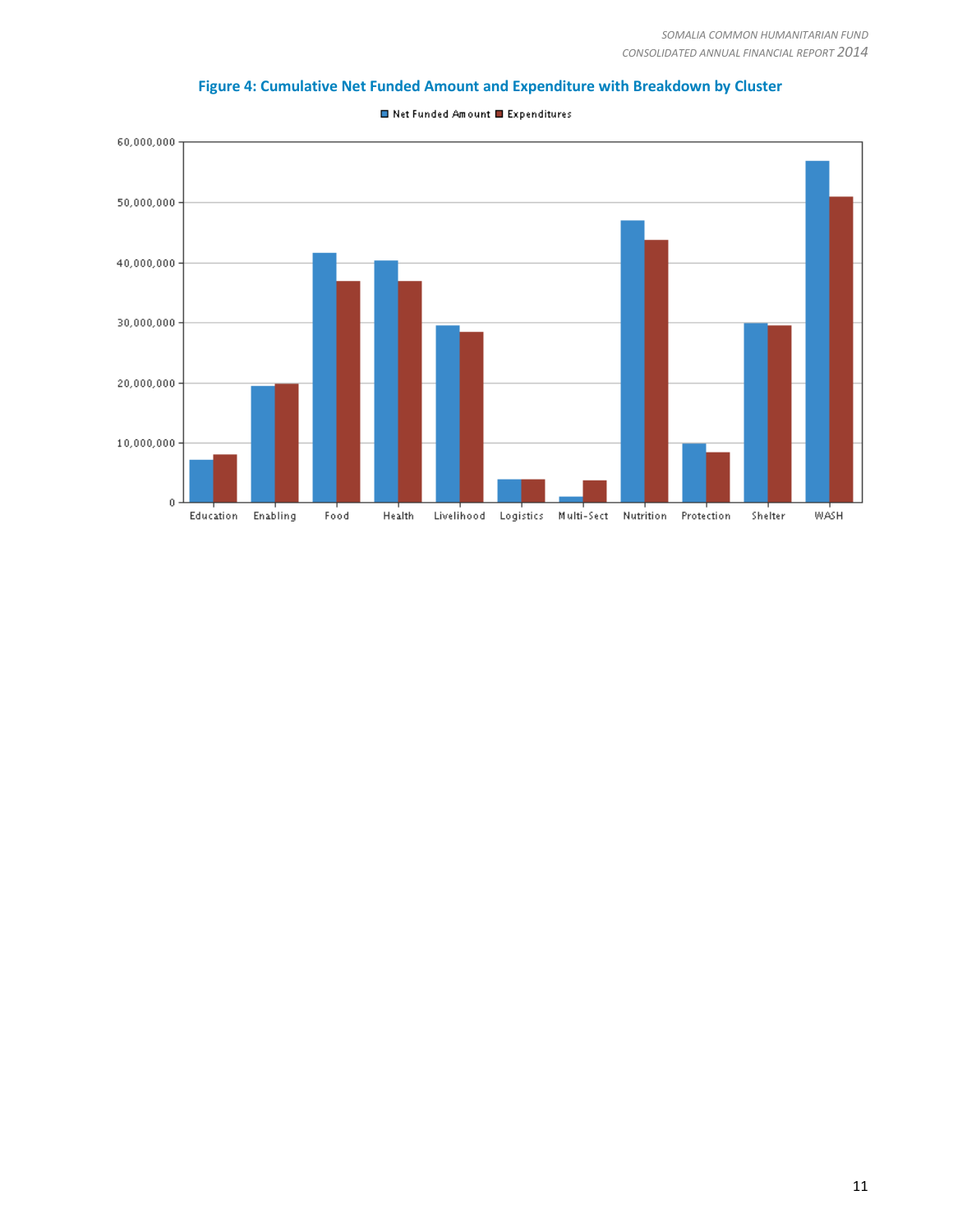**Figure 4: Cumulative Net Funded Amount and Expenditure with Breakdown by Cluster**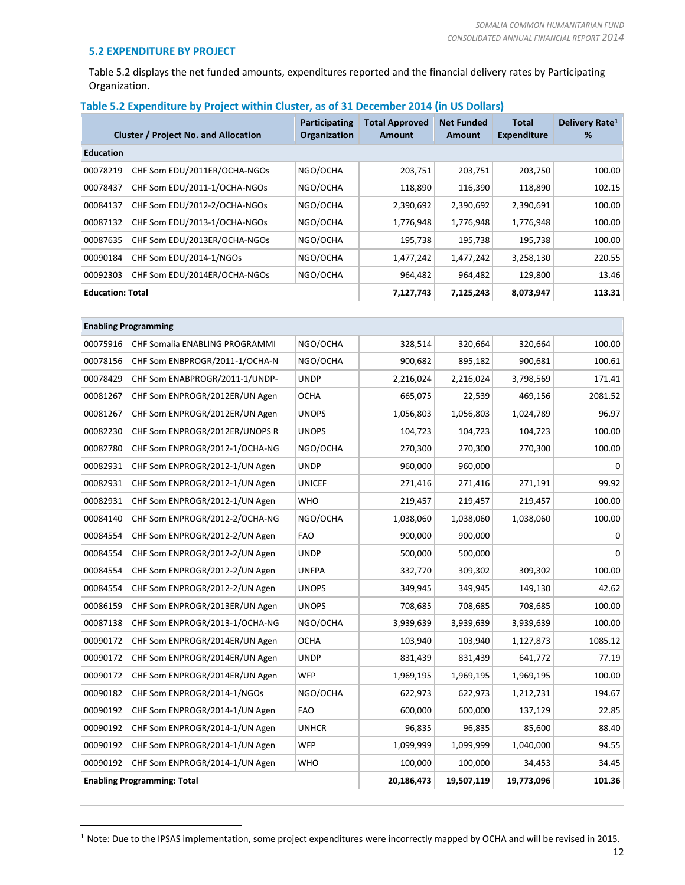## 5.2 EXPENDITURE BY PROJECT

Table 5.2 displays the net funded amounts, expenditures reported and the financial delivery rates by Participating Organization.

### Table 5.2 Expenditure by Project within Cluster, as of 31 December 2014 (in US Dollars)

| Cluster / Project No. and Allocation | | Participating Organization | Total Approved Amount | Net Funded Amount | Total Expenditure | Delivery Rate[1] % |
|---|---|---|---|---|---|---|
| **Education** | | | | | | |
| 00078219 | CHF Som EDU/2011ER/OCHA-NGOs | NGO/OCHA | 203,751 | 203,751 | 203,750 | 100.00 |
| 00078437 | CHF Som EDU/2011-1/OCHA-NGOs | NGO/OCHA | 118,890 | 116,390 | 118,890 | 102.15 |
| 00084137 | CHF Som EDU/2012-2/OCHA-NGOs | NGO/OCHA | 2,390,692 | 2,390,692 | 2,390,691 | 100.00 |
| 00087132 | CHF Som EDU/2013-1/OCHA-NGOs | NGO/OCHA | 1,776,948 | 1,776,948 | 1,776,948 | 100.00 |
| 00087635 | CHF Som EDU/2013ER/OCHA-NGOs | NGO/OCHA | 195,738 | 195,738 | 195,738 | 100.00 |
| 00090184 | CHF Som EDU/2014-1/NGOs | NGO/OCHA | 1,477,242 | 1,477,242 | 3,258,130 | 220.55 |
| 00092303 | CHF Som EDU/2014ER/OCHA-NGOs | NGO/OCHA | 964,482 | 964,482 | 129,800 | 13.46 |
| **Education: Total** | | | **7,127,743** | **7,125,243** | **8,073,947** | **113.31** |

| Cluster / Project No. and Allocation | | Participating Organization | Total Approved Amount | Net Funded Amount | Total Expenditure | Delivery Rate[1] % |
|---|---|---|---|---|---|---|
| **Enabling Programming** | | | | | | |
| 00075916 | CHF Somalia ENABLING PROGRAMMI | NGO/OCHA | 328,514 | 320,664 | 320,664 | 100.00 |
| 00078156 | CHF Som ENBPROGR/2011-1/OCHA-N | NGO/OCHA | 900,682 | 895,182 | 900,681 | 100.61 |
| 00078429 | CHF Som ENABPROGR/2011-1/UNDP- | UNDP | 2,216,024 | 2,216,024 | 3,798,569 | 171.41 |
| 00081267 | CHF Som ENPROGR/2012ER/UN Agen | OCHA | 665,075 | 22,539 | 469,156 | 2081.52 |
| 00081267 | CHF Som ENPROGR/2012ER/UN Agen | UNOPS | 1,056,803 | 1,056,803 | 1,024,789 | 96.97 |
| 00082230 | CHF Som ENPROGR/2012ER/UNOPS R | UNOPS | 104,723 | 104,723 | 104,723 | 100.00 |
| 00082780 | CHF Som ENPROGR/2012-1/OCHA-NG | NGO/OCHA | 270,300 | 270,300 | 270,300 | 100.00 |
| 00082931 | CHF Som ENPROGR/2012-1/UN Agen | UNDP | 960,000 | 960,000 | | 0 |
| 00082931 | CHF Som ENPROGR/2012-1/UN Agen | UNICEF | 271,416 | 271,416 | 271,191 | 99.92 |
| 00082931 | CHF Som ENPROGR/2012-1/UN Agen | WHO | 219,457 | 219,457 | 219,457 | 100.00 |
| 00084140 | CHF Som ENPROGR/2012-2/OCHA-NG | NGO/OCHA | 1,038,060 | 1,038,060 | 1,038,060 | 100.00 |
| 00084554 | CHF Som ENPROGR/2012-2/UN Agen | FAO | 900,000 | 900,000 | | 0 |
| 00084554 | CHF Som ENPROGR/2012-2/UN Agen | UNDP | 500,000 | 500,000 | | 0 |
| 00084554 | CHF Som ENPROGR/2012-2/UN Agen | UNFPA | 332,770 | 309,302 | 309,302 | 100.00 |
| 00084554 | CHF Som ENPROGR/2012-2/UN Agen | UNOPS | 349,945 | 349,945 | 149,130 | 42.62 |
| 00086159 | CHF Som ENPROGR/2013ER/UN Agen | UNOPS | 708,685 | 708,685 | 708,685 | 100.00 |
| 00087138 | CHF Som ENPROGR/2013-1/OCHA-NG | NGO/OCHA | 3,939,639 | 3,939,639 | 3,939,639 | 100.00 |
| 00090172 | CHF Som ENPROGR/2014ER/UN Agen | OCHA | 103,940 | 103,940 | 1,127,873 | 1085.12 |
| 00090172 | CHF Som ENPROGR/2014ER/UN Agen | UNDP | 831,439 | 831,439 | 641,772 | 77.19 |
| 00090172 | CHF Som ENPROGR/2014ER/UN Agen | WFP | 1,969,195 | 1,969,195 | 1,969,195 | 100.00 |
| 00090182 | CHF Som ENPROGR/2014-1/NGOs | NGO/OCHA | 622,973 | 622,973 | 1,212,731 | 194.67 |
| 00090192 | CHF Som ENPROGR/2014-1/UN Agen | FAO | 600,000 | 600,000 | 137,129 | 22.85 |
| 00090192 | CHF Som ENPROGR/2014-1/UN Agen | UNHCR | 96,835 | 96,835 | 85,600 | 88.40 |
| 00090192 | CHF Som ENPROGR/2014-1/UN Agen | WFP | 1,099,999 | 1,099,999 | 1,040,000 | 94.55 |
| 00090192 | CHF Som ENPROGR/2014-1/UN Agen | WHO | 100,000 | 100,000 | 34,453 | 34.45 |
| **Enabling Programming: Total** | | | **20,186,473** | **19,507,119** | **19,773,096** | **101.36** |

[1] Note: Due to the IPSAS implementation, some project expenditures were incorrectly mapped by OCHA and will be revised in 2015.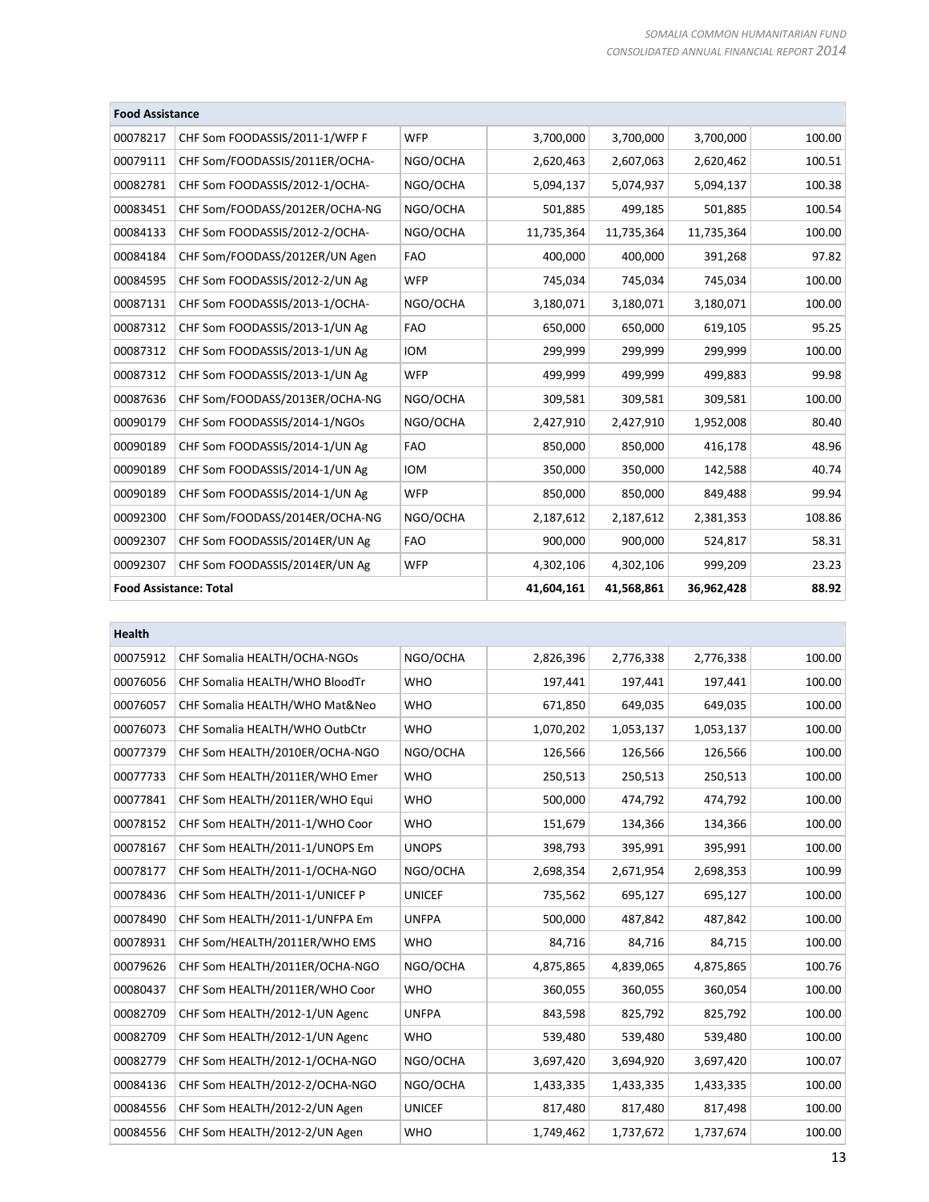| Food Assistance | | | | | | |
|---|---|---|---|---|---|---|
| 00078217 | CHF Som FOODASSIS/2011-1/WFP F | WFP | 3,700,000 | 3,700,000 | 3,700,000 | 100.00 |
| 00079111 | CHF Som/FOODASSIS/2011ER/OCHA- | NGO/OCHA | 2,620,463 | 2,607,063 | 2,620,462 | 100.51 |
| 00082781 | CHF Som FOODASSIS/2012-1/OCHA- | NGO/OCHA | 5,094,137 | 5,074,937 | 5,094,137 | 100.38 |
| 00083451 | CHF Som/FOODASSIS/2012ER/OCHA-NG | NGO/OCHA | 501,885 | 499,185 | 501,885 | 100.54 |
| 00084133 | CHF Som FOODASSIS/2012-2/OCHA- | NGO/OCHA | 11,735,364 | 11,735,364 | 11,735,364 | 100.00 |
| 00084184 | CHF Som/FOODASSIS/2012ER/UN Agen | FAO | 400,000 | 400,000 | 391,268 | 97.82 |
| 00084595 | CHF Som FOODASSIS/2012-2/UN Ag | WFP | 745,034 | 745,034 | 745,034 | 100.00 |
| 00087131 | CHF Som FOODASSIS/2013-1/OCHA- | NGO/OCHA | 3,180,071 | 3,180,071 | 3,180,071 | 100.00 |
| 00087312 | CHF Som FOODASSIS/2013-1/UN Ag | FAO | 650,000 | 650,000 | 619,105 | 95.25 |
| 00087312 | CHF Som FOODASSIS/2013-1/UN Ag | IOM | 299,999 | 299,999 | 299,999 | 100.00 |
| 00087312 | CHF Som FOODASSIS/2013-1/UN Ag | WFP | 499,999 | 499,999 | 499,883 | 99.98 |
| 00087636 | CHF Som/FOODASSIS/2013ER/OCHA-NG | NGO/OCHA | 309,581 | 309,581 | 309,581 | 100.00 |
| 00090179 | CHF Som FOODASSIS/2014-1/NGOs | NGO/OCHA | 2,427,910 | 2,427,910 | 1,952,008 | 80.40 |
| 00090189 | CHF Som FOODASSIS/2014-1/UN Ag | FAO | 850,000 | 850,000 | 416,178 | 48.96 |
| 00090189 | CHF Som FOODASSIS/2014-1/UN Ag | IOM | 350,000 | 350,000 | 142,588 | 40.74 |
| 00090189 | CHF Som FOODASSIS/2014-1/UN Ag | WFP | 850,000 | 850,000 | 849,488 | 99.94 |
| 00092300 | CHF Som/FOODASSIS/2014ER/OCHA-NG | NGO/OCHA | 2,187,612 | 2,187,612 | 2,381,353 | 108.86 |
| 00092307 | CHF Som FOODASSIS/2014ER/UN Ag | FAO | 900,000 | 900,000 | 524,817 | 58.31 |
| 00092307 | CHF Som FOODASSIS/2014ER/UN Ag | WFP | 4,302,106 | 4,302,106 | 999,209 | 23.23 |
| **Food Assistance: Total** | | | **41,604,161** | **41,568,861** | **36,962,428** | **88.92** |

| Health | | | | | | |
|---|---|---|---|---|---|---|
| 00075912 | CHF Somalia HEALTH/OCHA-NGOs | NGO/OCHA | 2,826,396 | 2,776,338 | 2,776,338 | 100.00 |
| 00076056 | CHF Somalia HEALTH/WHO BloodTr | WHO | 197,441 | 197,441 | 197,441 | 100.00 |
| 00076057 | CHF Somalia HEALTH/WHO Mat&Neo | WHO | 671,850 | 649,035 | 649,035 | 100.00 |
| 00076073 | CHF Somalia HEALTH/WHO OutbCtr | WHO | 1,070,202 | 1,053,137 | 1,053,137 | 100.00 |
| 00077379 | CHF Som HEALTH/2010ER/OCHA-NGO | NGO/OCHA | 126,566 | 126,566 | 126,566 | 100.00 |
| 00077733 | CHF Som HEALTH/2011ER/WHO Emer | WHO | 250,513 | 250,513 | 250,513 | 100.00 |
| 00077841 | CHF Som HEALTH/2011ER/WHO Equi | WHO | 500,000 | 474,792 | 474,792 | 100.00 |
| 00078152 | CHF Som HEALTH/2011-1/WHO Coor | WHO | 151,679 | 134,366 | 134,366 | 100.00 |
| 00078167 | CHF Som HEALTH/2011-1/UNOPS Em | UNOPS | 398,793 | 395,991 | 395,991 | 100.00 |
| 00078177 | CHF Som HEALTH/2011-1/OCHA-NGO | NGO/OCHA | 2,698,354 | 2,671,954 | 2,698,353 | 100.99 |
| 00078436 | CHF Som HEALTH/2011-1/UNICEF P | UNICEF | 735,562 | 695,127 | 695,127 | 100.00 |
| 00078490 | CHF Som HEALTH/2011-1/UNFPA Em | UNFPA | 500,000 | 487,842 | 487,842 | 100.00 |
| 00078931 | CHF Som/HEALTH/2011ER/WHO EMS | WHO | 84,716 | 84,716 | 84,715 | 100.00 |
| 00079626 | CHF Som HEALTH/2011ER/OCHA-NGO | NGO/OCHA | 4,875,865 | 4,839,065 | 4,875,865 | 100.76 |
| 00080437 | CHF Som HEALTH/2011ER/WHO Coor | WHO | 360,055 | 360,055 | 360,054 | 100.00 |
| 00082709 | CHF Som HEALTH/2012-1/UN Agenc | UNFPA | 843,598 | 825,792 | 825,792 | 100.00 |
| 00082709 | CHF Som HEALTH/2012-1/UN Agenc | WHO | 539,480 | 539,480 | 539,480 | 100.00 |
| 00082779 | CHF Som HEALTH/2012-1/OCHA-NGO | NGO/OCHA | 3,697,420 | 3,694,920 | 3,697,420 | 100.07 |
| 00084136 | CHF Som HEALTH/2012-2/OCHA-NGO | NGO/OCHA | 1,433,335 | 1,433,335 | 1,433,335 | 100.00 |
| 00084556 | CHF Som HEALTH/2012-2/UN Agen | UNICEF | 817,480 | 817,480 | 817,498 | 100.00 |
| 00084556 | CHF Som HEALTH/2012-2/UN Agen | WHO | 1,749,462 | 1,737,672 | 1,737,674 | 100.00 |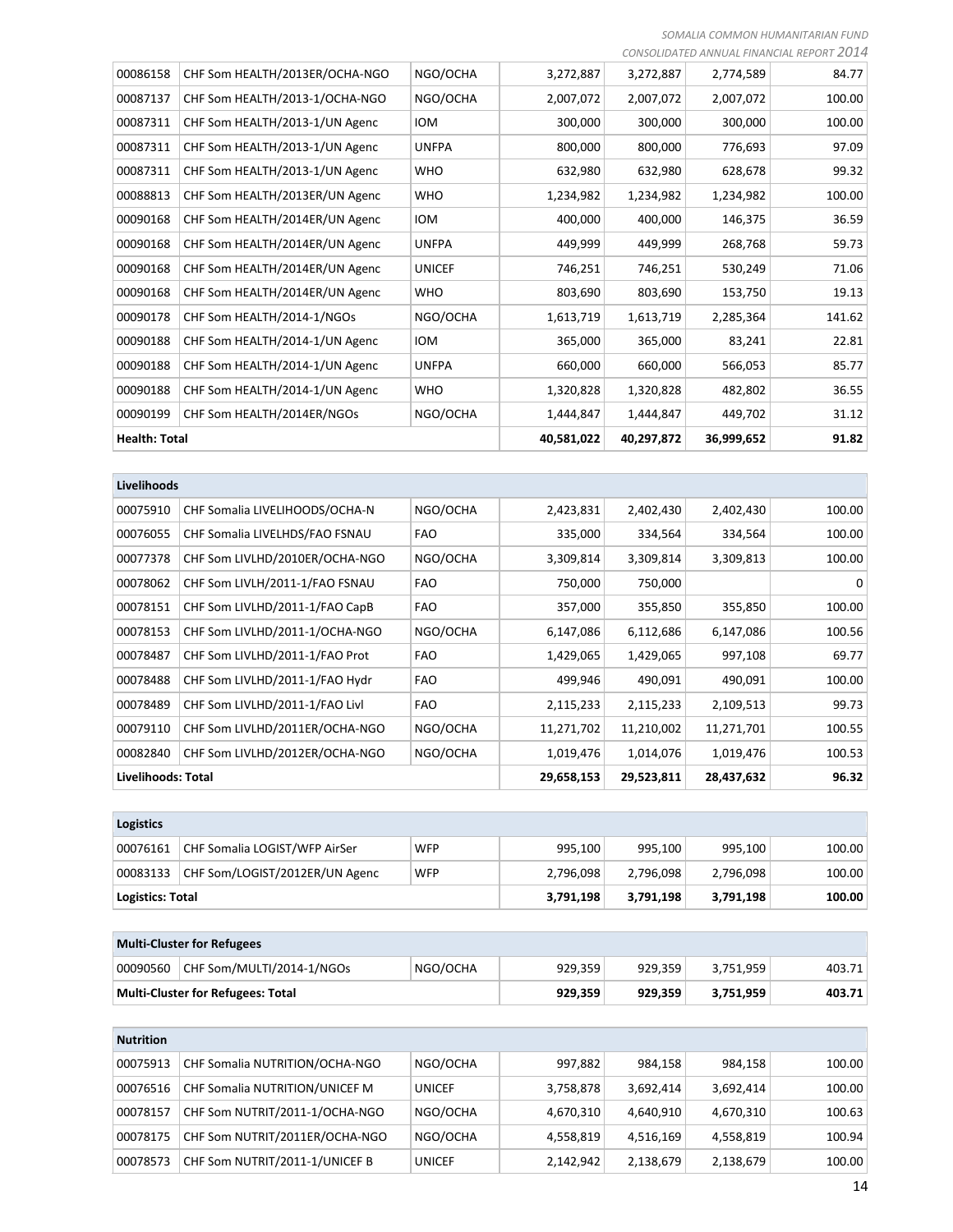| | | | | | | |
|---|---|---|---|---|---|---|
| 00086158 | CHF Som HEALTH/2013ER/OCHA-NGO | NGO/OCHA | 3,272,887 | 3,272,887 | 2,774,589 | 84.77 |
| 00087137 | CHF Som HEALTH/2013-1/OCHA-NGO | NGO/OCHA | 2,007,072 | 2,007,072 | 2,007,072 | 100.00 |
| 00087311 | CHF Som HEALTH/2013-1/UN Agenc | IOM | 300,000 | 300,000 | 300,000 | 100.00 |
| 00087311 | CHF Som HEALTH/2013-1/UN Agenc | UNFPA | 800,000 | 800,000 | 776,693 | 97.09 |
| 00087311 | CHF Som HEALTH/2013-1/UN Agenc | WHO | 632,980 | 632,980 | 628,678 | 99.32 |
| 00088813 | CHF Som HEALTH/2013ER/UN Agenc | WHO | 1,234,982 | 1,234,982 | 1,234,982 | 100.00 |
| 00090168 | CHF Som HEALTH/2014ER/UN Agenc | IOM | 400,000 | 400,000 | 146,375 | 36.59 |
| 00090168 | CHF Som HEALTH/2014ER/UN Agenc | UNFPA | 449,999 | 449,999 | 268,768 | 59.73 |
| 00090168 | CHF Som HEALTH/2014ER/UN Agenc | UNICEF | 746,251 | 746,251 | 530,249 | 71.06 |
| 00090168 | CHF Som HEALTH/2014ER/UN Agenc | WHO | 803,690 | 803,690 | 153,750 | 19.13 |
| 00090178 | CHF Som HEALTH/2014-1/NGOs | NGO/OCHA | 1,613,719 | 1,613,719 | 2,285,364 | 141.62 |
| 00090188 | CHF Som HEALTH/2014-1/UN Agenc | IOM | 365,000 | 365,000 | 83,241 | 22.81 |
| 00090188 | CHF Som HEALTH/2014-1/UN Agenc | UNFPA | 660,000 | 660,000 | 566,053 | 85.77 |
| 00090188 | CHF Som HEALTH/2014-1/UN Agenc | WHO | 1,320,828 | 1,320,828 | 482,802 | 36.55 |
| 00090199 | CHF Som HEALTH/2014ER/NGOs | NGO/OCHA | 1,444,847 | 1,444,847 | 449,702 | 31.12 |
| **Health: Total** | | | **40,581,022** | **40,297,872** | **36,999,652** | **91.82** |

| **Livelihoods** | | | | | | |
|---|---|---|---|---|---|---|
| 00075910 | CHF Somalia LIVELIHOODS/OCHA-N | NGO/OCHA | 2,423,831 | 2,402,430 | 2,402,430 | 100.00 |
| 00076055 | CHF Somalia LIVELHDS/FAO FSNAU | FAO | 335,000 | 334,564 | 334,564 | 100.00 |
| 00077378 | CHF Som LIVLHD/2010ER/OCHA-NGO | NGO/OCHA | 3,309,814 | 3,309,814 | 3,309,813 | 100.00 |
| 00078062 | CHF Som LIVLH/2011-1/FAO FSNAU | FAO | 750,000 | 750,000 | | 0 |
| 00078151 | CHF Som LIVLHD/2011-1/FAO CapB | FAO | 357,000 | 355,850 | 355,850 | 100.00 |
| 00078153 | CHF Som LIVLHD/2011-1/OCHA-NGO | NGO/OCHA | 6,147,086 | 6,112,686 | 6,147,086 | 100.56 |
| 00078487 | CHF Som LIVLHD/2011-1/FAO Prot | FAO | 1,429,065 | 1,429,065 | 997,108 | 69.77 |
| 00078488 | CHF Som LIVLHD/2011-1/FAO Hydr | FAO | 499,946 | 490,091 | 490,091 | 100.00 |
| 00078489 | CHF Som LIVLHD/2011-1/FAO Livl | FAO | 2,115,233 | 2,115,233 | 2,109,513 | 99.73 |
| 00079110 | CHF Som LIVLHD/2011ER/OCHA-NGO | NGO/OCHA | 11,271,702 | 11,210,002 | 11,271,701 | 100.55 |
| 00082840 | CHF Som LIVLHD/2012ER/OCHA-NGO | NGO/OCHA | 1,019,476 | 1,014,076 | 1,019,476 | 100.53 |
| **Livelihoods: Total** | | | **29,658,153** | **29,523,811** | **28,437,632** | **96.32** |

| **Logistics** | | | | | | |
|---|---|---|---|---|---|---|
| 00076161 | CHF Somalia LOGIST/WFP AirSer | WFP | 995,100 | 995,100 | 995,100 | 100.00 |
| 00083133 | CHF Som/LOGIST/2012ER/UN Agenc | WFP | 2,796,098 | 2,796,098 | 2,796,098 | 100.00 |
| **Logistics: Total** | | | **3,791,198** | **3,791,198** | **3,791,198** | **100.00** |

| **Multi-Cluster for Refugees** | | | | | | |
|---|---|---|---|---|---|---|
| 00090560 | CHF Som/MULTI/2014-1/NGOs | NGO/OCHA | 929,359 | 929,359 | 3,751,959 | 403.71 |
| **Multi-Cluster for Refugees: Total** | | | **929,359** | **929,359** | **3,751,959** | **403.71** |

| **Nutrition** | | | | | | |
|---|---|---|---|---|---|---|
| 00075913 | CHF Somalia NUTRITION/OCHA-NGO | NGO/OCHA | 997,882 | 984,158 | 984,158 | 100.00 |
| 00076516 | CHF Somalia NUTRITION/UNICEF M | UNICEF | 3,758,878 | 3,692,414 | 3,692,414 | 100.00 |
| 00078157 | CHF Som NUTRIT/2011-1/OCHA-NGO | NGO/OCHA | 4,670,310 | 4,640,910 | 4,670,310 | 100.63 |
| 00078175 | CHF Som NUTRIT/2011ER/OCHA-NGO | NGO/OCHA | 4,558,819 | 4,516,169 | 4,558,819 | 100.94 |
| 00078573 | CHF Som NUTRIT/2011-1/UNICEF B | UNICEF | 2,142,942 | 2,138,679 | 2,138,679 | 100.00 |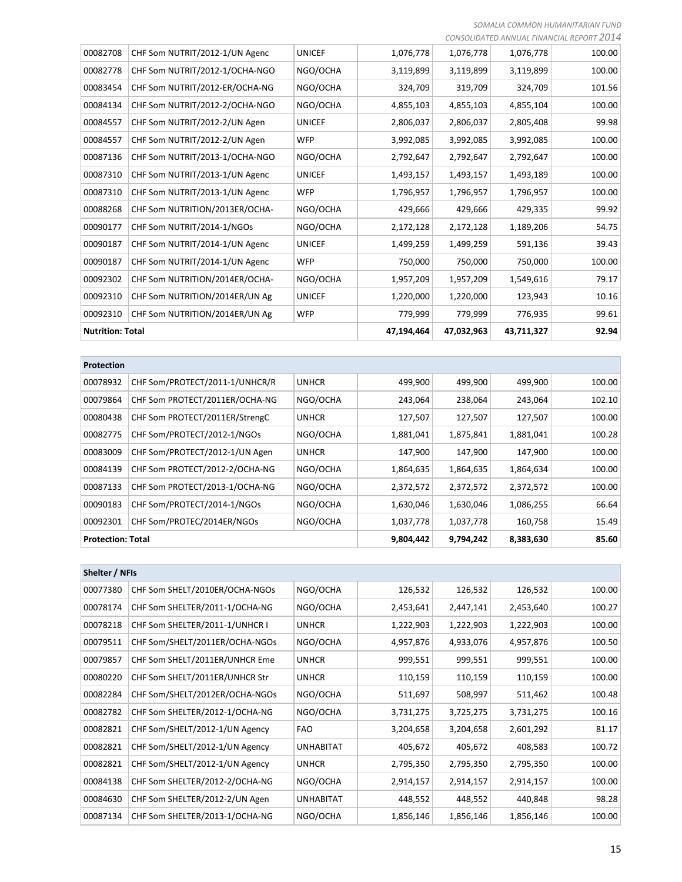| | | | | | | |
|---|---|---|---|---|---|---|
| 00082708 | CHF Som NUTRIT/2012-1/UN Agenc | UNICEF | 1,076,778 | 1,076,778 | 1,076,778 | 100.00 |
| 00082778 | CHF Som NUTRIT/2012-1/OCHA-NGO | NGO/OCHA | 3,119,899 | 3,119,899 | 3,119,899 | 100.00 |
| 00083454 | CHF Som NUTRIT/2012-ER/OCHA-NG | NGO/OCHA | 324,709 | 319,709 | 324,709 | 101.56 |
| 00084134 | CHF Som NUTRIT/2012-2/OCHA-NGO | NGO/OCHA | 4,855,103 | 4,855,103 | 4,855,104 | 100.00 |
| 00084557 | CHF Som NUTRIT/2012-2/UN Agen | UNICEF | 2,806,037 | 2,806,037 | 2,805,408 | 99.98 |
| 00084557 | CHF Som NUTRIT/2012-2/UN Agen | WFP | 3,992,085 | 3,992,085 | 3,992,085 | 100.00 |
| 00087136 | CHF Som NUTRIT/2013-1/OCHA-NGO | NGO/OCHA | 2,792,647 | 2,792,647 | 2,792,647 | 100.00 |
| 00087310 | CHF Som NUTRIT/2013-1/UN Agenc | UNICEF | 1,493,157 | 1,493,157 | 1,493,189 | 100.00 |
| 00087310 | CHF Som NUTRIT/2013-1/UN Agenc | WFP | 1,796,957 | 1,796,957 | 1,796,957 | 100.00 |
| 00088268 | CHF Som NUTRITION/2013ER/OCHA- | NGO/OCHA | 429,666 | 429,666 | 429,335 | 99.92 |
| 00090177 | CHF Som NUTRIT/2014-1/NGOs | NGO/OCHA | 2,172,128 | 2,172,128 | 1,189,206 | 54.75 |
| 00090187 | CHF Som NUTRIT/2014-1/UN Agenc | UNICEF | 1,499,259 | 1,499,259 | 591,136 | 39.43 |
| 00090187 | CHF Som NUTRIT/2014-1/UN Agenc | WFP | 750,000 | 750,000 | 750,000 | 100.00 |
| 00092302 | CHF Som NUTRITION/2014ER/OCHA- | NGO/OCHA | 1,957,209 | 1,957,209 | 1,549,616 | 79.17 |
| 00092310 | CHF Som NUTRITION/2014ER/UN Ag | UNICEF | 1,220,000 | 1,220,000 | 123,943 | 10.16 |
| 00092310 | CHF Som NUTRITION/2014ER/UN Ag | WFP | 779,999 | 779,999 | 776,935 | 99.61 |
| **Nutrition: Total** | | | **47,194,464** | **47,032,963** | **43,711,327** | **92.94** |

| **Protection** | | | | | | |
|---|---|---|---|---|---|---|
| 00078932 | CHF Som/PROTECT/2011-1/UNHCR/R | UNHCR | 499,900 | 499,900 | 499,900 | 100.00 |
| 00079864 | CHF Som PROTECT/2011ER/OCHA-NG | NGO/OCHA | 243,064 | 238,064 | 243,064 | 102.10 |
| 00080438 | CHF Som PROTECT/2011ER/StrengC | UNHCR | 127,507 | 127,507 | 127,507 | 100.00 |
| 00082775 | CHF Som/PROTECT/2012-1/NGOs | NGO/OCHA | 1,881,041 | 1,875,841 | 1,881,041 | 100.28 |
| 00083009 | CHF Som/PROTECT/2012-1/UN Agen | UNHCR | 147,900 | 147,900 | 147,900 | 100.00 |
| 00084139 | CHF Som PROTECT/2012-2/OCHA-NG | NGO/OCHA | 1,864,635 | 1,864,635 | 1,864,634 | 100.00 |
| 00087133 | CHF Som PROTECT/2013-1/OCHA-NG | NGO/OCHA | 2,372,572 | 2,372,572 | 2,372,572 | 100.00 |
| 00090183 | CHF Som/PROTECT/2014-1/NGOs | NGO/OCHA | 1,630,046 | 1,630,046 | 1,086,255 | 66.64 |
| 00092301 | CHF Som/PROTEC/2014ER/NGOs | NGO/OCHA | 1,037,778 | 1,037,778 | 160,758 | 15.49 |
| **Protection: Total** | | | **9,804,442** | **9,794,242** | **8,383,630** | **85.60** |

| **Shelter / NFIs** | | | | | | |
|---|---|---|---|---|---|---|
| 00077380 | CHF Som SHELT/2010ER/OCHA-NGOs | NGO/OCHA | 126,532 | 126,532 | 126,532 | 100.00 |
| 00078174 | CHF Som SHELTER/2011-1/OCHA-NG | NGO/OCHA | 2,453,641 | 2,447,141 | 2,453,640 | 100.27 |
| 00078218 | CHF Som SHELTER/2011-1/UNHCR I | UNHCR | 1,222,903 | 1,222,903 | 1,222,903 | 100.00 |
| 00079511 | CHF Som/SHELT/2011ER/OCHA-NGOs | NGO/OCHA | 4,957,876 | 4,933,076 | 4,957,876 | 100.50 |
| 00079857 | CHF Som SHELT/2011ER/UNHCR Eme | UNHCR | 999,551 | 999,551 | 999,551 | 100.00 |
| 00080220 | CHF Som SHELT/2011ER/UNHCR Str | UNHCR | 110,159 | 110,159 | 110,159 | 100.00 |
| 00082284 | CHF Som/SHELT/2012ER/OCHA-NGOs | NGO/OCHA | 511,697 | 508,997 | 511,462 | 100.48 |
| 00082782 | CHF Som SHELTER/2012-1/OCHA-NG | NGO/OCHA | 3,731,275 | 3,725,275 | 3,731,275 | 100.16 |
| 00082821 | CHF Som/SHELT/2012-1/UN Agency | FAO | 3,204,658 | 3,204,658 | 2,601,292 | 81.17 |
| 00082821 | CHF Som/SHELT/2012-1/UN Agency | UNHABITAT | 405,672 | 405,672 | 408,583 | 100.72 |
| 00082821 | CHF Som/SHELT/2012-1/UN Agency | UNHCR | 2,795,350 | 2,795,350 | 2,795,350 | 100.00 |
| 00084138 | CHF Som SHELTER/2012-2/OCHA-NG | NGO/OCHA | 2,914,157 | 2,914,157 | 2,914,157 | 100.00 |
| 00084630 | CHF Som SHELTER/2012-2/UN Agen | UNHABITAT | 448,552 | 448,552 | 440,848 | 98.28 |
| 00087134 | CHF Som SHELTER/2013-1/OCHA-NG | NGO/OCHA | 1,856,146 | 1,856,146 | 1,856,146 | 100.00 |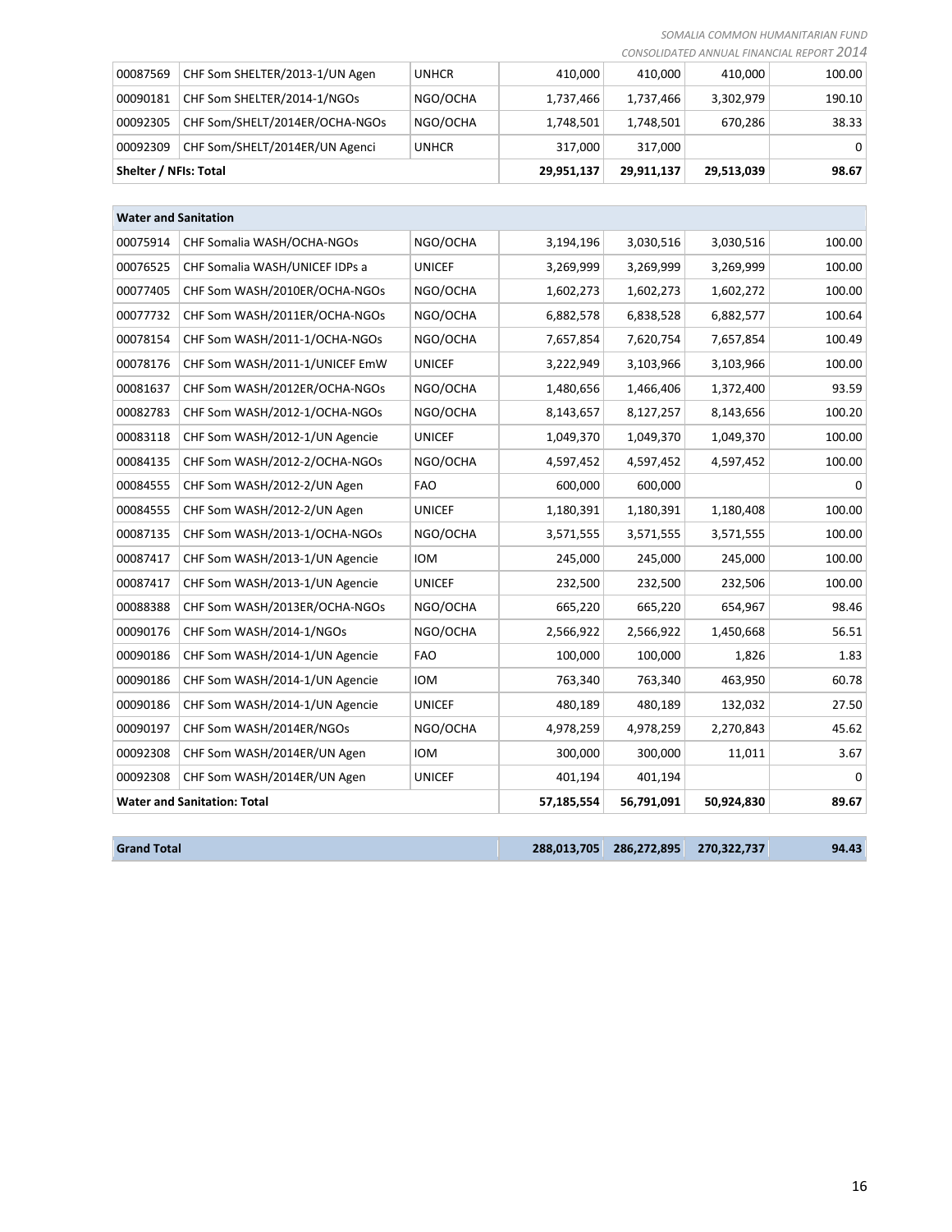| | | | | | | |
|---|---|---|---|---|---|---|
| 00087569 | CHF Som SHELTER/2013-1/UN Agen | UNHCR | 410,000 | 410,000 | 410,000 | 100.00 |
| 00090181 | CHF Som SHELTER/2014-1/NGOs | NGO/OCHA | 1,737,466 | 1,737,466 | 3,302,979 | 190.10 |
| 00092305 | CHF Som/SHELT/2014ER/OCHA-NGOs | NGO/OCHA | 1,748,501 | 1,748,501 | 670,286 | 38.33 |
| 00092309 | CHF Som/SHELT/2014ER/UN Agenci | UNHCR | 317,000 | 317,000 | | 0 |
| **Shelter / NFIs: Total** | | | **29,951,137** | **29,911,137** | **29,513,039** | **98.67** |

| **Water and Sanitation** | | | | | | |
|---|---|---|---|---|---|---|
| 00075914 | CHF Somalia WASH/OCHA-NGOs | NGO/OCHA | 3,194,196 | 3,030,516 | 3,030,516 | 100.00 |
| 00076525 | CHF Somalia WASH/UNICEF IDPs a | UNICEF | 3,269,999 | 3,269,999 | 3,269,999 | 100.00 |
| 00077405 | CHF Som WASH/2010ER/OCHA-NGOs | NGO/OCHA | 1,602,273 | 1,602,273 | 1,602,272 | 100.00 |
| 00077732 | CHF Som WASH/2011ER/OCHA-NGOs | NGO/OCHA | 6,882,578 | 6,838,528 | 6,882,577 | 100.64 |
| 00078154 | CHF Som WASH/2011-1/OCHA-NGOs | NGO/OCHA | 7,657,854 | 7,620,754 | 7,657,854 | 100.49 |
| 00078176 | CHF Som WASH/2011-1/UNICEF EmW | UNICEF | 3,222,949 | 3,103,966 | 3,103,966 | 100.00 |
| 00081637 | CHF Som WASH/2012ER/OCHA-NGOs | NGO/OCHA | 1,480,656 | 1,466,406 | 1,372,400 | 93.59 |
| 00082783 | CHF Som WASH/2012-1/OCHA-NGOs | NGO/OCHA | 8,143,657 | 8,127,257 | 8,143,656 | 100.20 |
| 00083118 | CHF Som WASH/2012-1/UN Agencie | UNICEF | 1,049,370 | 1,049,370 | 1,049,370 | 100.00 |
| 00084135 | CHF Som WASH/2012-2/OCHA-NGOs | NGO/OCHA | 4,597,452 | 4,597,452 | 4,597,452 | 100.00 |
| 00084555 | CHF Som WASH/2012-2/UN Agen | FAO | 600,000 | 600,000 | | 0 |
| 00084555 | CHF Som WASH/2012-2/UN Agen | UNICEF | 1,180,391 | 1,180,391 | 1,180,408 | 100.00 |
| 00087135 | CHF Som WASH/2013-1/OCHA-NGOs | NGO/OCHA | 3,571,555 | 3,571,555 | 3,571,555 | 100.00 |
| 00087417 | CHF Som WASH/2013-1/UN Agencie | IOM | 245,000 | 245,000 | 245,000 | 100.00 |
| 00087417 | CHF Som WASH/2013-1/UN Agencie | UNICEF | 232,500 | 232,500 | 232,506 | 100.00 |
| 00088388 | CHF Som WASH/2013ER/OCHA-NGOs | NGO/OCHA | 665,220 | 665,220 | 654,967 | 98.46 |
| 00090176 | CHF Som WASH/2014-1/NGOs | NGO/OCHA | 2,566,922 | 2,566,922 | 1,450,668 | 56.51 |
| 00090186 | CHF Som WASH/2014-1/UN Agencie | FAO | 100,000 | 100,000 | 1,826 | 1.83 |
| 00090186 | CHF Som WASH/2014-1/UN Agencie | IOM | 763,340 | 763,340 | 463,950 | 60.78 |
| 00090186 | CHF Som WASH/2014-1/UN Agencie | UNICEF | 480,189 | 480,189 | 132,032 | 27.50 |
| 00090197 | CHF Som WASH/2014ER/NGOs | NGO/OCHA | 4,978,259 | 4,978,259 | 2,270,843 | 45.62 |
| 00092308 | CHF Som WASH/2014ER/UN Agen | IOM | 300,000 | 300,000 | 11,011 | 3.67 |
| 00092308 | CHF Som WASH/2014ER/UN Agen | UNICEF | 401,194 | 401,194 | | 0 |
| **Water and Sanitation: Total** | | | **57,185,554** | **56,791,091** | **50,924,830** | **89.67** |

| **Grand Total** | **288,013,705** | **286,272,895** | **270,322,737** | **94.43** |
|---|---|---|---|---|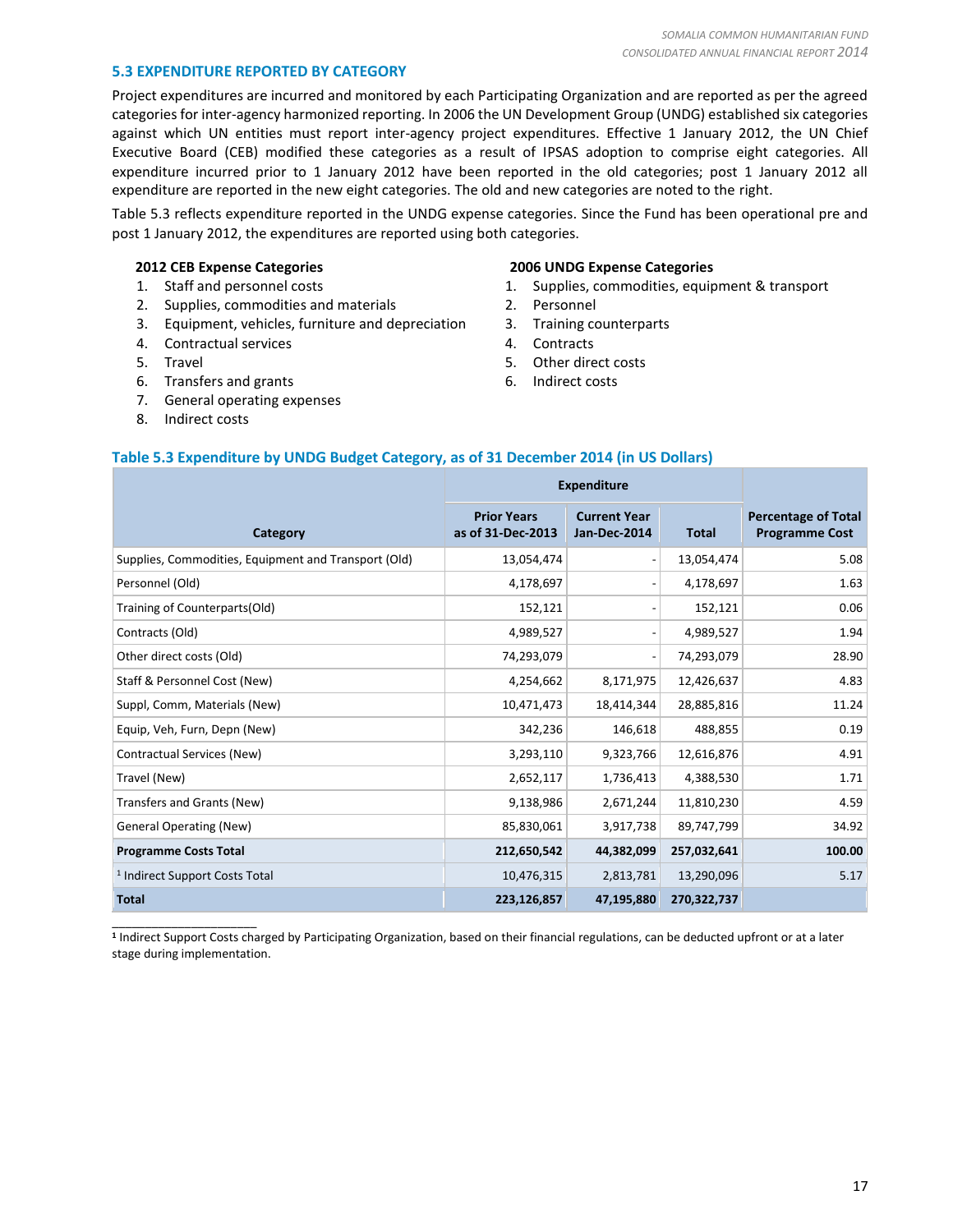## 5.3 EXPENDITURE REPORTED BY CATEGORY

Project expenditures are incurred and monitored by each Participating Organization and are reported as per the agreed categories for inter-agency harmonized reporting. In 2006 the UN Development Group (UNDG) established six categories against which UN entities must report inter-agency project expenditures. Effective 1 January 2012, the UN Chief Executive Board (CEB) modified these categories as a result of IPSAS adoption to comprise eight categories. All expenditure incurred prior to 1 January 2012 have been reported in the old categories; post 1 January 2012 all expenditure are reported in the new eight categories. The old and new categories are noted to the right.

Table 5.3 reflects expenditure reported in the UNDG expense categories. Since the Fund has been operational pre and post 1 January 2012, the expenditures are reported using both categories.

**2012 CEB Expense Categories**

1. Staff and personnel costs
2. Supplies, commodities and materials
3. Equipment, vehicles, furniture and depreciation
4. Contractual services
5. Travel
6. Transfers and grants
7. General operating expenses
8. Indirect costs

**2006 UNDG Expense Categories**

1. Supplies, commodities, equipment & transport
2. Personnel
3. Training counterparts
4. Contracts
5. Other direct costs
6. Indirect costs

### Table 5.3 Expenditure by UNDG Budget Category, as of 31 December 2014 (in US Dollars)

| Category | Expenditure | | | Percentage of Total Programme Cost |
|---|---|---|---|---|
| | Prior Years as of 31-Dec-2013 | Current Year Jan-Dec-2014 | Total | |
| Supplies, Commodities, Equipment and Transport (Old) | 13,054,474 | - | 13,054,474 | 5.08 |
| Personnel (Old) | 4,178,697 | - | 4,178,697 | 1.63 |
| Training of Counterparts(Old) | 152,121 | - | 152,121 | 0.06 |
| Contracts (Old) | 4,989,527 | - | 4,989,527 | 1.94 |
| Other direct costs (Old) | 74,293,079 | - | 74,293,079 | 28.90 |
| Staff & Personnel Cost (New) | 4,254,662 | 8,171,975 | 12,426,637 | 4.83 |
| Suppl, Comm, Materials (New) | 10,471,473 | 18,414,344 | 28,885,816 | 11.24 |
| Equip, Veh, Furn, Depn (New) | 342,236 | 146,618 | 488,855 | 0.19 |
| Contractual Services (New) | 3,293,110 | 9,323,766 | 12,616,876 | 4.91 |
| Travel (New) | 2,652,117 | 1,736,413 | 4,388,530 | 1.71 |
| Transfers and Grants (New) | 9,138,986 | 2,671,244 | 11,810,230 | 4.59 |
| General Operating (New) | 85,830,061 | 3,917,738 | 89,747,799 | 34.92 |
| **Programme Costs Total** | **212,650,542** | **44,382,099** | **257,032,641** | **100.00** |
| [1] Indirect Support Costs Total | 10,476,315 | 2,813,781 | 13,290,096 | 5.17 |
| **Total** | **223,126,857** | **47,195,880** | **270,322,737** | |

[1] Indirect Support Costs charged by Participating Organization, based on their financial regulations, can be deducted upfront or at a later stage during implementation.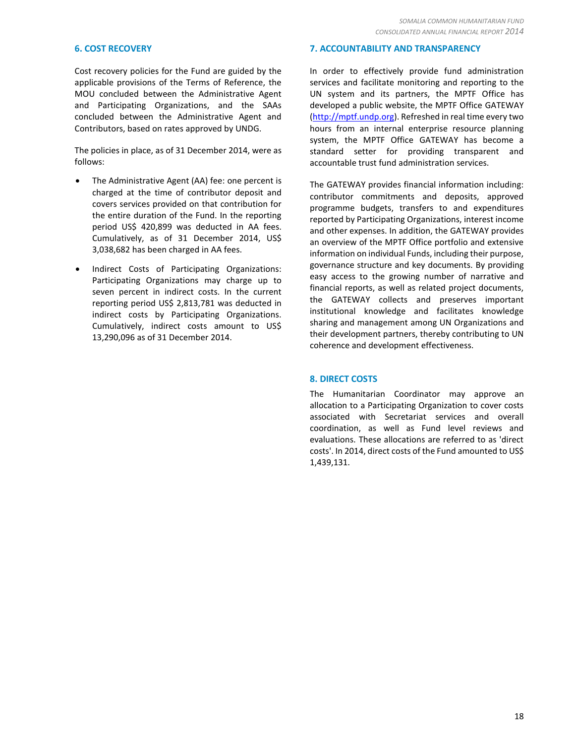## 6. COST RECOVERY

Cost recovery policies for the Fund are guided by the applicable provisions of the Terms of Reference, the MOU concluded between the Administrative Agent and Participating Organizations, and the SAAs concluded between the Administrative Agent and Contributors, based on rates approved by UNDG.

The policies in place, as of 31 December 2014, were as follows:

- The Administrative Agent (AA) fee: one percent is charged at the time of contributor deposit and covers services provided on that contribution for the entire duration of the Fund. In the reporting period US$ 420,899 was deducted in AA fees. Cumulatively, as of 31 December 2014, US$ 3,038,682 has been charged in AA fees.
- Indirect Costs of Participating Organizations: Participating Organizations may charge up to seven percent in indirect costs. In the current reporting period US$ 2,813,781 was deducted in indirect costs by Participating Organizations. Cumulatively, indirect costs amount to US$ 13,290,096 as of 31 December 2014.

## 7. ACCOUNTABILITY AND TRANSPARENCY

In order to effectively provide fund administration services and facilitate monitoring and reporting to the UN system and its partners, the MPTF Office has developed a public website, the MPTF Office GATEWAY (http://mptf.undp.org). Refreshed in real time every two hours from an internal enterprise resource planning system, the MPTF Office GATEWAY has become a standard setter for providing transparent and accountable trust fund administration services.

The GATEWAY provides financial information including: contributor commitments and deposits, approved programme budgets, transfers to and expenditures reported by Participating Organizations, interest income and other expenses. In addition, the GATEWAY provides an overview of the MPTF Office portfolio and extensive information on individual Funds, including their purpose, governance structure and key documents. By providing easy access to the growing number of narrative and financial reports, as well as related project documents, the GATEWAY collects and preserves important institutional knowledge and facilitates knowledge sharing and management among UN Organizations and their development partners, thereby contributing to UN coherence and development effectiveness.

## 8. DIRECT COSTS

The Humanitarian Coordinator may approve an allocation to a Participating Organization to cover costs associated with Secretariat services and overall coordination, as well as Fund level reviews and evaluations. These allocations are referred to as 'direct costs'. In 2014, direct costs of the Fund amounted to US$ 1,439,131.